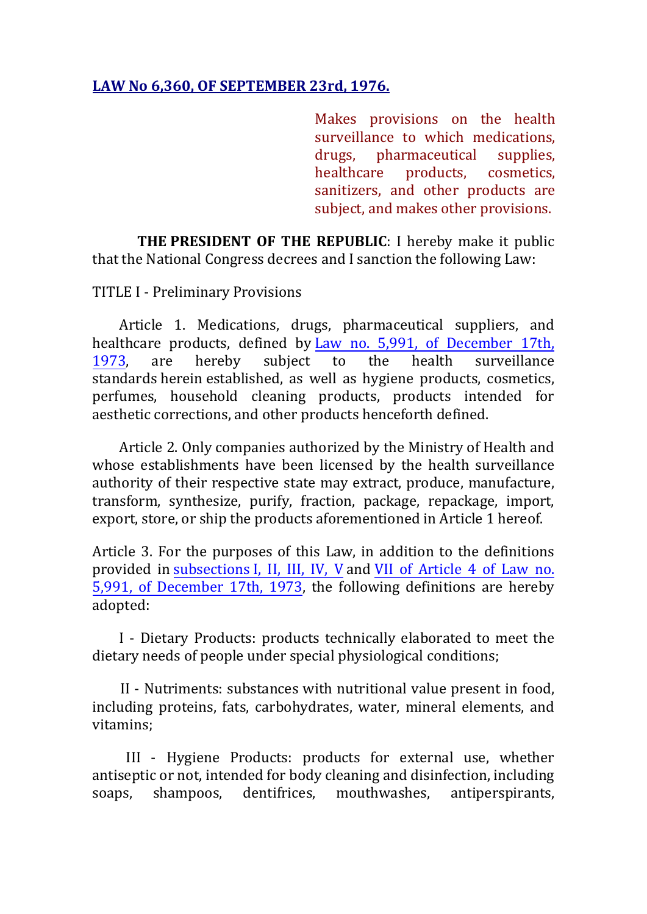# LAW No 6,360, OF SEPTEMBER 23rd, 1976.

Makes provisions on the health surveillance to which medications, drugs, pharmaceutical supplies, healthcare products, cosmetics, sanitizers, and other products are subject, and makes other provisions.

**THE PRESIDENT OF THE REPUBLIC**: I hereby make it public that the National Congress decrees and I sanction the following Law:

## TITLE I - Preliminary Provisions

Article 1. Medications, drugs, pharmaceutical suppliers, and healthcare products, defined by Law no. 5,991, of December 17th, 1973, are hereby subject to the health surveillance standards herein established, as well as hygiene products, cosmetics, perfumes, household cleaning products, products intended for aesthetic corrections, and other products henceforth defined.

Article 2. Only companies authorized by the Ministry of Health and whose establishments have been licensed by the health surveillance authority of their respective state may extract, produce, manufacture, transform, synthesize, purify, fraction, package, repackage, import, export, store, or ship the products aforementioned in Article 1 hereof.

Article 3. For the purposes of this Law, in addition to the definitions provided in subsections I, II, III, IV, V and VII of Article 4 of Law no. 5,991, of December 17th, 1973, the following definitions are hereby adopted:

I - Dietary Products: products technically elaborated to meet the dietary needs of people under special physiological conditions;

II - Nutriments: substances with nutritional value present in food, including proteins, fats, carbohydrates, water, mineral elements, and vitamins;

III - Hygiene Products: products for external use, whether antiseptic or not, intended for body cleaning and disinfection, including soaps, shampoos, dentifrices, mouthwashes, antiperspirants,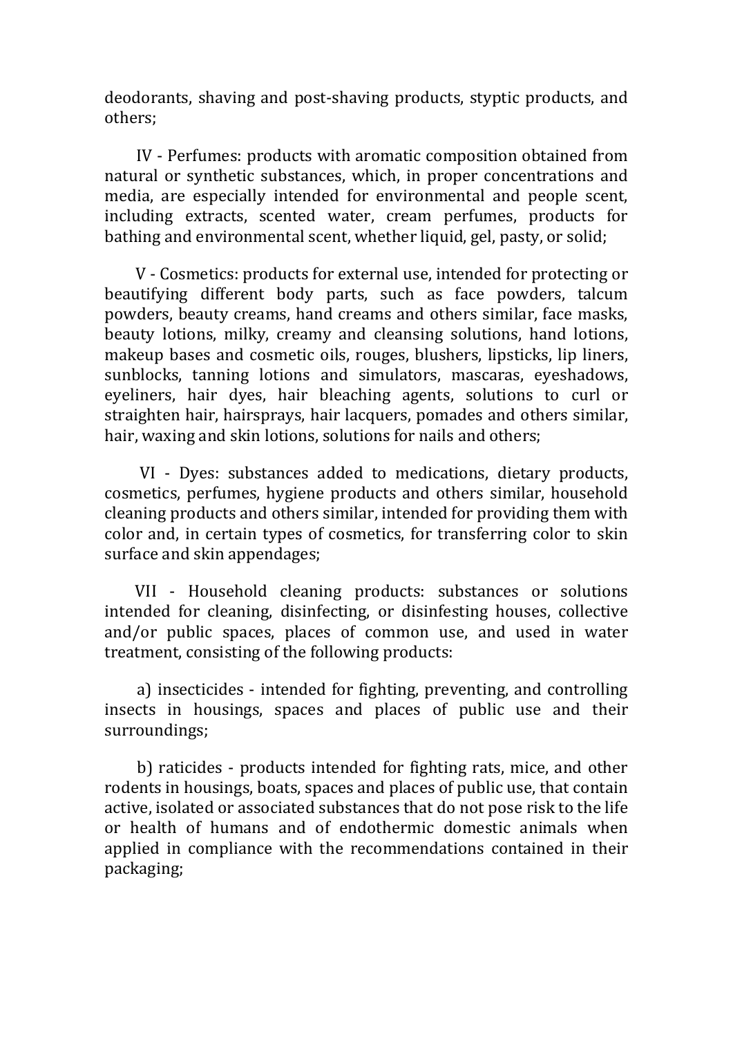deodorants, shaving and post-shaving products, styptic products, and others;

IV - Perfumes: products with aromatic composition obtained from natural or synthetic substances, which, in proper concentrations and media, are especially intended for environmental and people scent, including extracts, scented water, cream perfumes, products for bathing and environmental scent, whether liquid, gel, pasty, or solid;

V - Cosmetics: products for external use, intended for protecting or beautifying different body parts, such as face powders, talcum powders, beauty creams, hand creams and others similar, face masks, beauty lotions, milky, creamy and cleansing solutions, hand lotions, makeup bases and cosmetic oils, rouges, blushers, lipsticks, lip liners, sunblocks, tanning lotions and simulators, mascaras, eyeshadows, eyeliners, hair dyes, hair bleaching agents, solutions to curl or straighten hair, hairsprays, hair lacquers, pomades and others similar, hair, waxing and skin lotions, solutions for nails and others;

VI - Dyes: substances added to medications, dietary products, cosmetics, perfumes, hygiene products and others similar, household cleaning products and others similar, intended for providing them with color and, in certain types of cosmetics, for transferring color to skin surface and skin appendages;

VII - Household cleaning products: substances or solutions intended for cleaning, disinfecting, or disinfesting houses, collective and/or public spaces, places of common use, and used in water treatment, consisting of the following products:

a) insecticides - intended for fighting, preventing, and controlling insects in housings, spaces and places of public use and their surroundings;

b) raticides - products intended for fighting rats, mice, and other rodents in housings, boats, spaces and places of public use, that contain active, isolated or associated substances that do not pose risk to the life or health of humans and of endothermic domestic animals when applied in compliance with the recommendations contained in their packaging;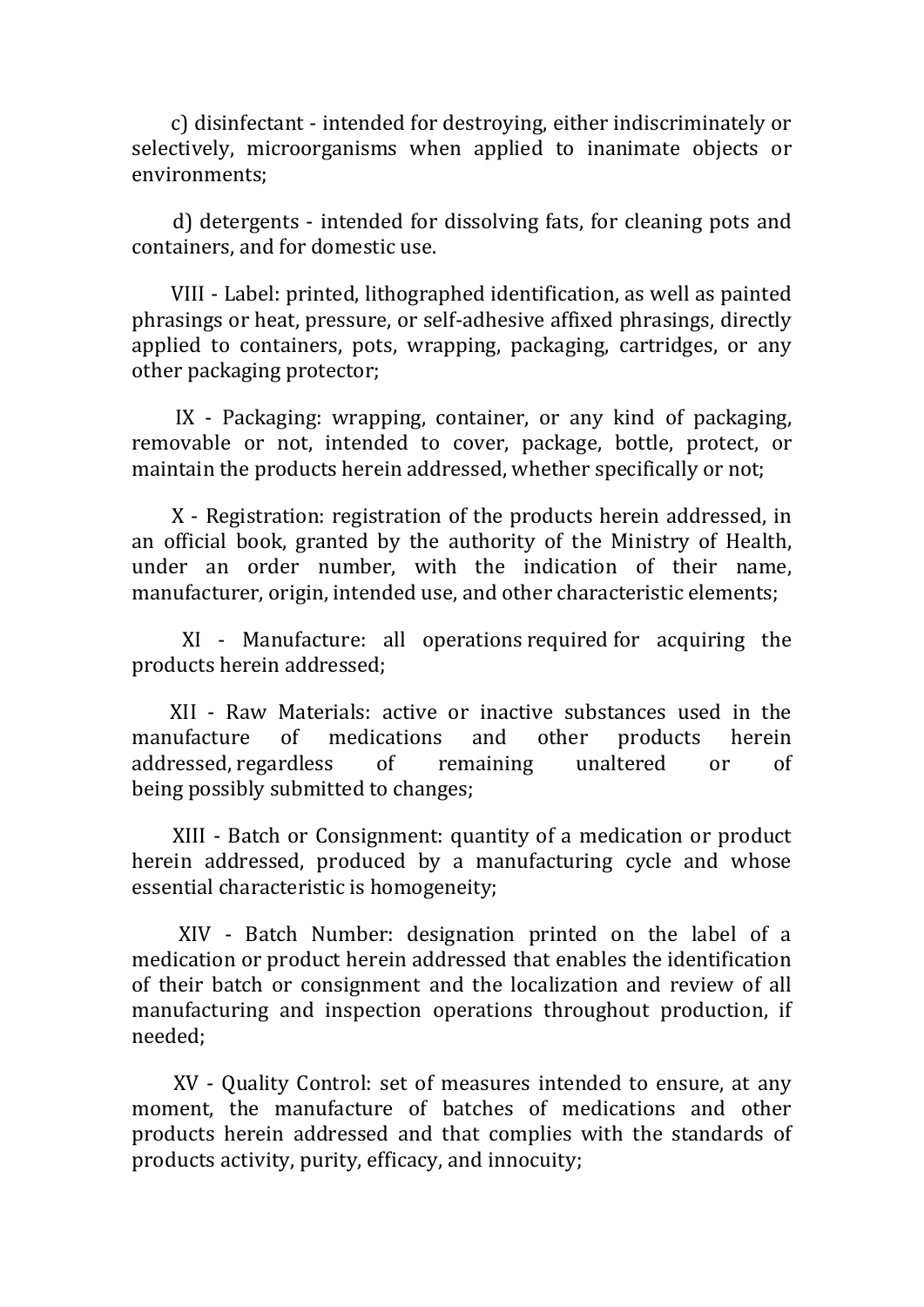c) disinfectant - intended for destroying, either indiscriminately or selectively, microorganisms when applied to inanimate objects or environments;

d) detergents - intended for dissolving fats, for cleaning pots and containers, and for domestic use.

VIII - Label: printed, lithographed identification, as well as painted phrasings or heat, pressure, or self-adhesive affixed phrasings, directly applied to containers, pots, wrapping, packaging, cartridges, or any other packaging protector;

IX - Packaging: wrapping, container, or any kind of packaging, removable or not, intended to cover, package, bottle, protect, or maintain the products herein addressed, whether specifically or not;

X - Registration: registration of the products herein addressed, in an official book, granted by the authority of the Ministry of Health, under an order number, with the indication of their name, manufacturer, origin, intended use, and other characteristic elements;

XI - Manufacture: all operations required for acquiring the products herein addressed;

XII - Raw Materials: active or inactive substances used in the manufacture of medications and other products herein addressed, regardless of remaining unaltered or of being possibly submitted to changes;

XIII - Batch or Consignment: quantity of a medication or product herein addressed, produced by a manufacturing cycle and whose essential characteristic is homogeneity;

XIV - Batch Number: designation printed on the label of a medication or product herein addressed that enables the identification of their batch or consignment and the localization and review of all manufacturing and inspection operations throughout production, if needed;

XV - Quality Control: set of measures intended to ensure, at any moment, the manufacture of batches of medications and other products herein addressed and that complies with the standards of products activity, purity, efficacy, and innocuity;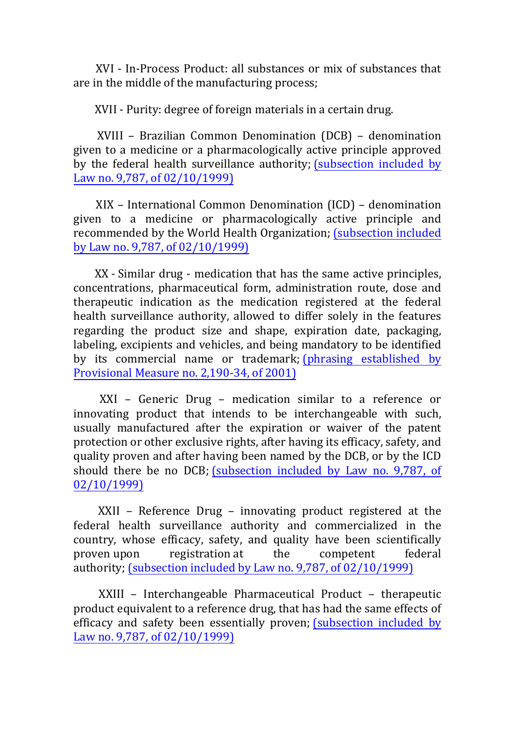XVI - In-Process Product: all substances or mix of substances that are in the middle of the manufacturing process;

XVII - Purity: degree of foreign materials in a certain drug.

XVIII – Brazilian Common Denomination (DCB) – denomination given to a medicine or a pharmacologically active principle approved by the federal health surveillance authority; (subsection included by Law no. 9,787, of 02/10/1999)

XIX – International Common Denomination (ICD) – denomination given to a medicine or pharmacologically active principle and recommended by the World Health Organization; (subsection included by Law no. 9,787, of 02/10/1999)

XX - Similar drug - medication that has the same active principles, concentrations, pharmaceutical form, administration route, dose and therapeutic indication as the medication registered at the federal health surveillance authority, allowed to differ solely in the features regarding the product size and shape, expiration date, packaging, labeling, excipients and vehicles, and being mandatory to be identified by its commercial name or trademark; (phrasing established by Provisional Measure no. 2,190-34, of 2001)

XXI – Generic Drug – medication similar to a reference or innovating product that intends to be interchangeable with such, usually manufactured after the expiration or waiver of the patent protection or other exclusive rights, after having its efficacy, safety, and quality proven and after having been named by the DCB, or by the ICD should there be no DCB; (subsection included by Law no. 9,787, of 02/10/1999)

XXII – Reference Drug – innovating product registered at the federal health surveillance authority and commercialized in the country, whose efficacy, safety, and quality have been scientifically proven upon registration at the competent federal authority; (subsection included by Law no. 9,787, of 02/10/1999)

XXIII – Interchangeable Pharmaceutical Product – therapeutic product equivalent to a reference drug, that has had the same effects of efficacy and safety been essentially proven; (subsection included by Law no. 9,787, of 02/10/1999)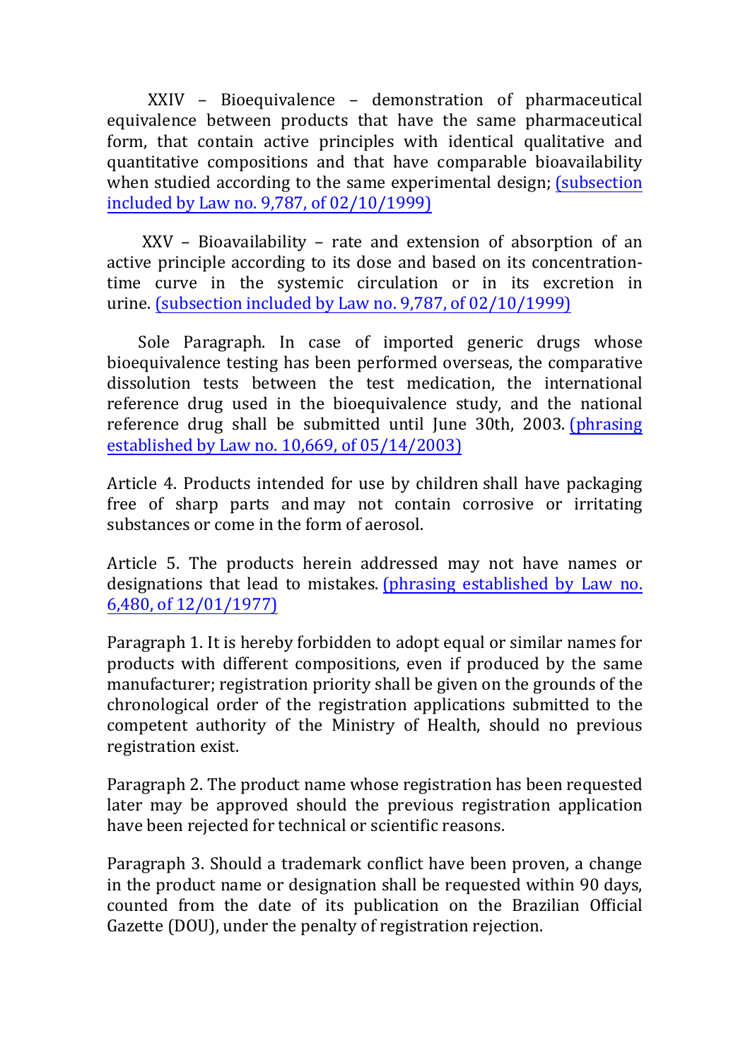XXIV – Bioequivalence – demonstration of pharmaceutical equivalence between products that have the same pharmaceutical form, that contain active principles with identical qualitative and quantitative compositions and that have comparable bioavailability when studied according to the same experimental design; (subsection included by Law no. 9,787, of 02/10/1999)

XXV – Bioavailability – rate and extension of absorption of an active principle according to its dose and based on its concentration-time curve in the systemic circulation or in its excretion in urine. (subsection included by Law no. 9,787, of 02/10/1999)

Sole Paragraph. In case of imported generic drugs whose bioequivalence testing has been performed overseas, the comparative dissolution tests between the test medication, the international reference drug used in the bioequivalence study, and the national reference drug shall be submitted until June 30th, 2003. (phrasing established by Law no. 10,669, of 05/14/2003)

Article 4. Products intended for use by children shall have packaging free of sharp parts and may not contain corrosive or irritating substances or come in the form of aerosol.

Article 5. The products herein addressed may not have names or designations that lead to mistakes. (phrasing established by Law no. 6,480, of 12/01/1977)

Paragraph 1. It is hereby forbidden to adopt equal or similar names for products with different compositions, even if produced by the same manufacturer; registration priority shall be given on the grounds of the chronological order of the registration applications submitted to the competent authority of the Ministry of Health, should no previous registration exist.

Paragraph 2. The product name whose registration has been requested later may be approved should the previous registration application have been rejected for technical or scientific reasons.

Paragraph 3. Should a trademark conflict have been proven, a change in the product name or designation shall be requested within 90 days, counted from the date of its publication on the Brazilian Official Gazette (DOU), under the penalty of registration rejection.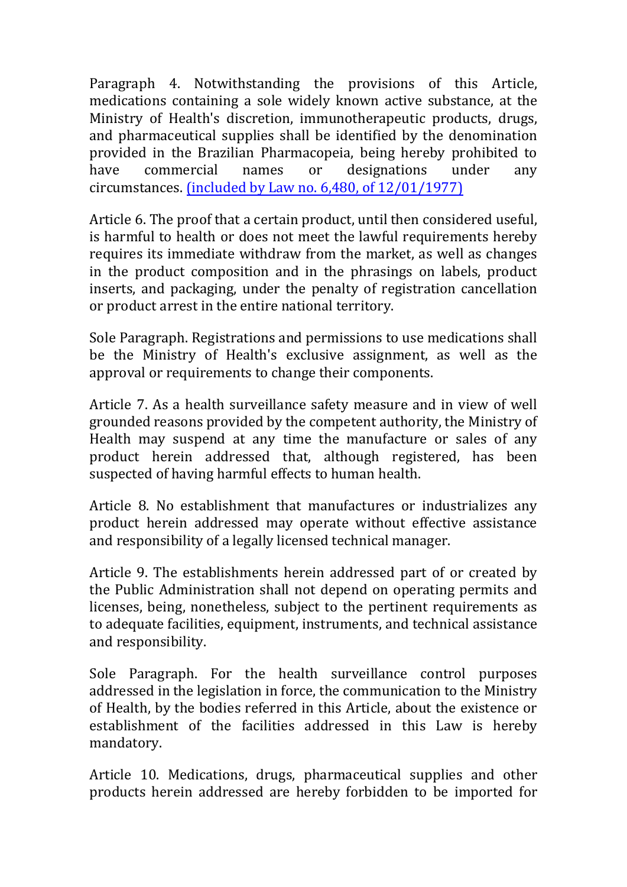Paragraph 4. Notwithstanding the provisions of this Article, medications containing a sole widely known active substance, at the Ministry of Health's discretion, immunotherapeutic products, drugs, and pharmaceutical supplies shall be identified by the denomination provided in the Brazilian Pharmacopeia, being hereby prohibited to have commercial names or designations under any circumstances. (included by Law no. 6,480, of 12/01/1977)

Article 6. The proof that a certain product, until then considered useful, is harmful to health or does not meet the lawful requirements hereby requires its immediate withdraw from the market, as well as changes in the product composition and in the phrasings on labels, product inserts, and packaging, under the penalty of registration cancellation or product arrest in the entire national territory.

Sole Paragraph. Registrations and permissions to use medications shall be the Ministry of Health's exclusive assignment, as well as the approval or requirements to change their components.

Article 7. As a health surveillance safety measure and in view of well grounded reasons provided by the competent authority, the Ministry of Health may suspend at any time the manufacture or sales of any product herein addressed that, although registered, has been suspected of having harmful effects to human health.

Article 8. No establishment that manufactures or industrializes any product herein addressed may operate without effective assistance and responsibility of a legally licensed technical manager.

Article 9. The establishments herein addressed part of or created by the Public Administration shall not depend on operating permits and licenses, being, nonetheless, subject to the pertinent requirements as to adequate facilities, equipment, instruments, and technical assistance and responsibility.

Sole Paragraph. For the health surveillance control purposes addressed in the legislation in force, the communication to the Ministry of Health, by the bodies referred in this Article, about the existence or establishment of the facilities addressed in this Law is hereby mandatory.

Article 10. Medications, drugs, pharmaceutical supplies and other products herein addressed are hereby forbidden to be imported for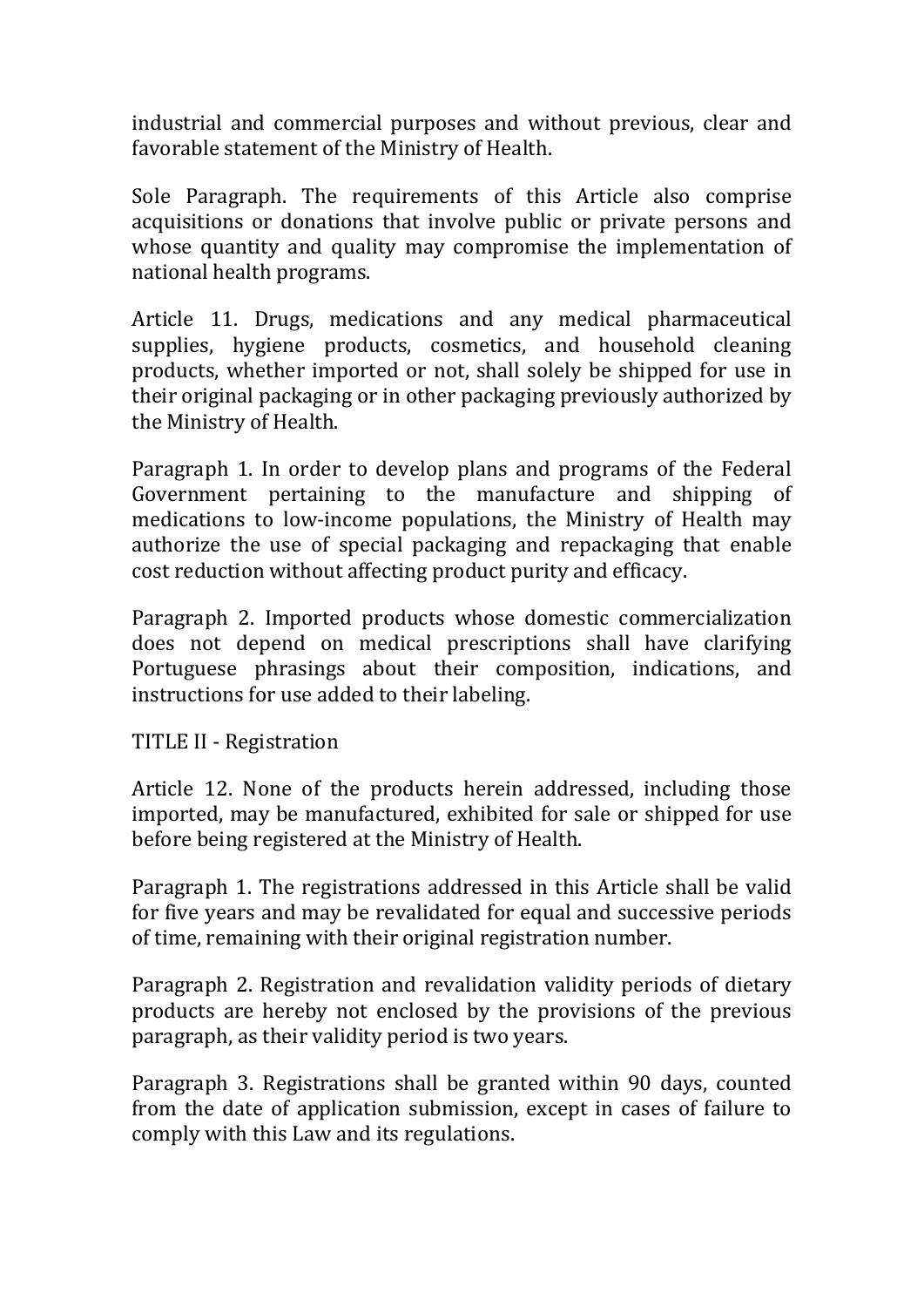industrial and commercial purposes and without previous, clear and favorable statement of the Ministry of Health.

Sole Paragraph. The requirements of this Article also comprise acquisitions or donations that involve public or private persons and whose quantity and quality may compromise the implementation of national health programs.

Article 11. Drugs, medications and any medical pharmaceutical supplies, hygiene products, cosmetics, and household cleaning products, whether imported or not, shall solely be shipped for use in their original packaging or in other packaging previously authorized by the Ministry of Health.

Paragraph 1. In order to develop plans and programs of the Federal Government pertaining to the manufacture and shipping of medications to low-income populations, the Ministry of Health may authorize the use of special packaging and repackaging that enable cost reduction without affecting product purity and efficacy.

Paragraph 2. Imported products whose domestic commercialization does not depend on medical prescriptions shall have clarifying Portuguese phrasings about their composition, indications, and instructions for use added to their labeling.

## TITLE II - Registration

Article 12. None of the products herein addressed, including those imported, may be manufactured, exhibited for sale or shipped for use before being registered at the Ministry of Health.

Paragraph 1. The registrations addressed in this Article shall be valid for five years and may be revalidated for equal and successive periods of time, remaining with their original registration number.

Paragraph 2. Registration and revalidation validity periods of dietary products are hereby not enclosed by the provisions of the previous paragraph, as their validity period is two years.

Paragraph 3. Registrations shall be granted within 90 days, counted from the date of application submission, except in cases of failure to comply with this Law and its regulations.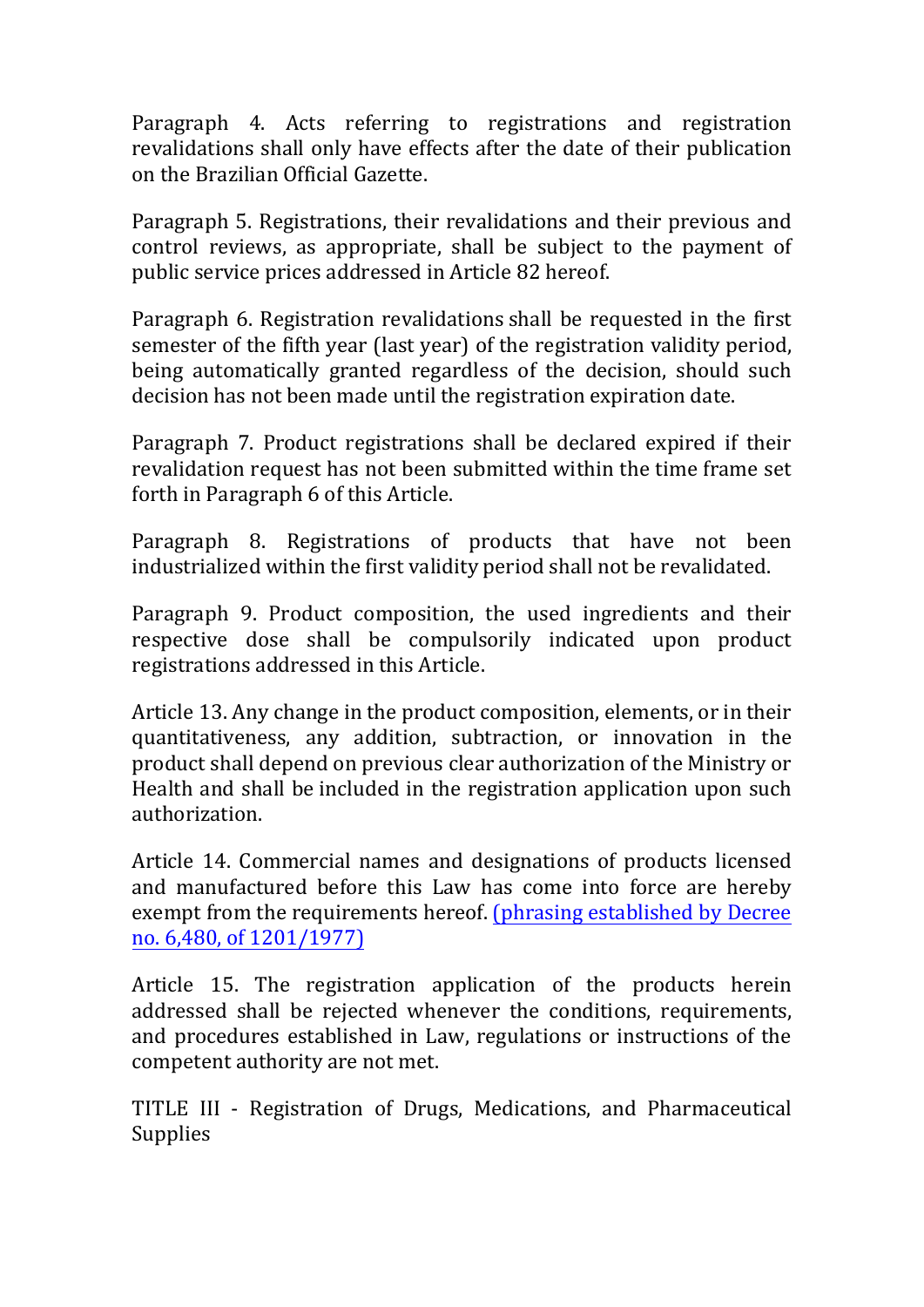Paragraph 4. Acts referring to registrations and registration revalidations shall only have effects after the date of their publication on the Brazilian Official Gazette.

Paragraph 5. Registrations, their revalidations and their previous and control reviews, as appropriate, shall be subject to the payment of public service prices addressed in Article 82 hereof.

Paragraph 6. Registration revalidations shall be requested in the first semester of the fifth year (last year) of the registration validity period, being automatically granted regardless of the decision, should such decision has not been made until the registration expiration date.

Paragraph 7. Product registrations shall be declared expired if their revalidation request has not been submitted within the time frame set forth in Paragraph 6 of this Article.

Paragraph 8. Registrations of products that have not been industrialized within the first validity period shall not be revalidated.

Paragraph 9. Product composition, the used ingredients and their respective dose shall be compulsorily indicated upon product registrations addressed in this Article.

Article 13. Any change in the product composition, elements, or in their quantitativeness, any addition, subtraction, or innovation in the product shall depend on previous clear authorization of the Ministry or Health and shall be included in the registration application upon such authorization.

Article 14. Commercial names and designations of products licensed and manufactured before this Law has come into force are hereby exempt from the requirements hereof. (phrasing established by Decree no. 6,480, of 1201/1977)

Article 15. The registration application of the products herein addressed shall be rejected whenever the conditions, requirements, and procedures established in Law, regulations or instructions of the competent authority are not met.

## TITLE III - Registration of Drugs, Medications, and Pharmaceutical Supplies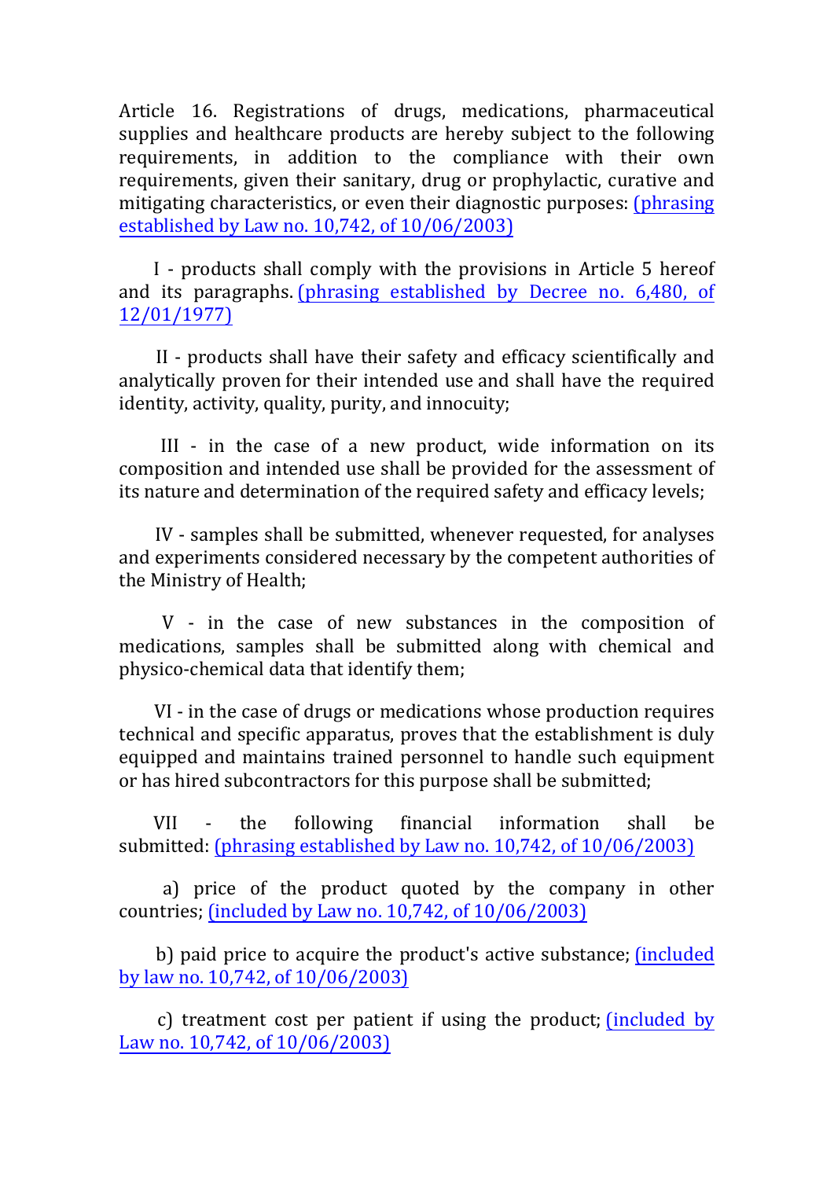Article 16. Registrations of drugs, medications, pharmaceutical supplies and healthcare products are hereby subject to the following requirements, in addition to the compliance with their own requirements, given their sanitary, drug or prophylactic, curative and mitigating characteristics, or even their diagnostic purposes: (phrasing established by Law no. 10,742, of 10/06/2003)

I - products shall comply with the provisions in Article 5 hereof and its paragraphs. (phrasing established by Decree no. 6,480, of 12/01/1977)

II - products shall have their safety and efficacy scientifically and analytically proven for their intended use and shall have the required identity, activity, quality, purity, and innocuity;

III - in the case of a new product, wide information on its composition and intended use shall be provided for the assessment of its nature and determination of the required safety and efficacy levels;

IV - samples shall be submitted, whenever requested, for analyses and experiments considered necessary by the competent authorities of the Ministry of Health;

V - in the case of new substances in the composition of medications, samples shall be submitted along with chemical and physico-chemical data that identify them;

VI - in the case of drugs or medications whose production requires technical and specific apparatus, proves that the establishment is duly equipped and maintains trained personnel to handle such equipment or has hired subcontractors for this purpose shall be submitted;

VII - the following financial information shall be submitted: (phrasing established by Law no. 10,742, of 10/06/2003)

a) price of the product quoted by the company in other countries; (included by Law no. 10,742, of 10/06/2003)

b) paid price to acquire the product's active substance; (included by law no. 10,742, of 10/06/2003)

c) treatment cost per patient if using the product; (included by Law no. 10,742, of 10/06/2003)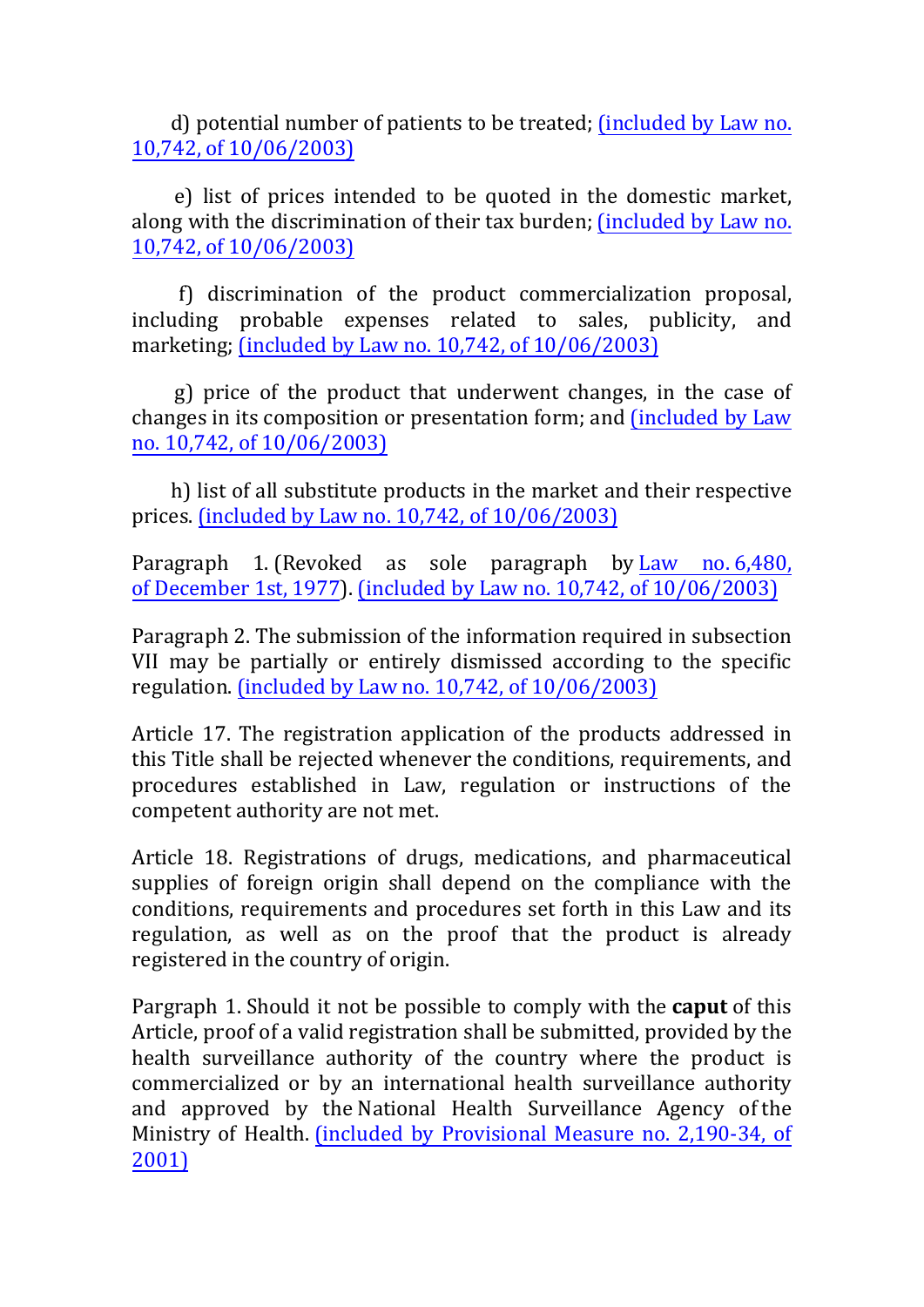d) potential number of patients to be treated; (included by Law no. 10,742, of 10/06/2003)

e) list of prices intended to be quoted in the domestic market, along with the discrimination of their tax burden; (included by Law no. 10,742, of 10/06/2003)

f) discrimination of the product commercialization proposal, including probable expenses related to sales, publicity, and marketing; (included by Law no. 10,742, of 10/06/2003)

g) price of the product that underwent changes, in the case of changes in its composition or presentation form; and (included by Law no. 10,742, of 10/06/2003)

h) list of all substitute products in the market and their respective prices. (included by Law no. 10,742, of 10/06/2003)

Paragraph 1. (Revoked as sole paragraph by Law no. 6,480, of December 1st, 1977). (included by Law no. 10,742, of 10/06/2003)

Paragraph 2. The submission of the information required in subsection VII may be partially or entirely dismissed according to the specific regulation. (included by Law no. 10,742, of 10/06/2003)

Article 17. The registration application of the products addressed in this Title shall be rejected whenever the conditions, requirements, and procedures established in Law, regulation or instructions of the competent authority are not met.

Article 18. Registrations of drugs, medications, and pharmaceutical supplies of foreign origin shall depend on the compliance with the conditions, requirements and procedures set forth in this Law and its regulation, as well as on the proof that the product is already registered in the country of origin.

Pargraph 1. Should it not be possible to comply with the **caput** of this Article, proof of a valid registration shall be submitted, provided by the health surveillance authority of the country where the product is commercialized or by an international health surveillance authority and approved by the National Health Surveillance Agency of the Ministry of Health. (included by Provisional Measure no. 2,190-34, of 2001)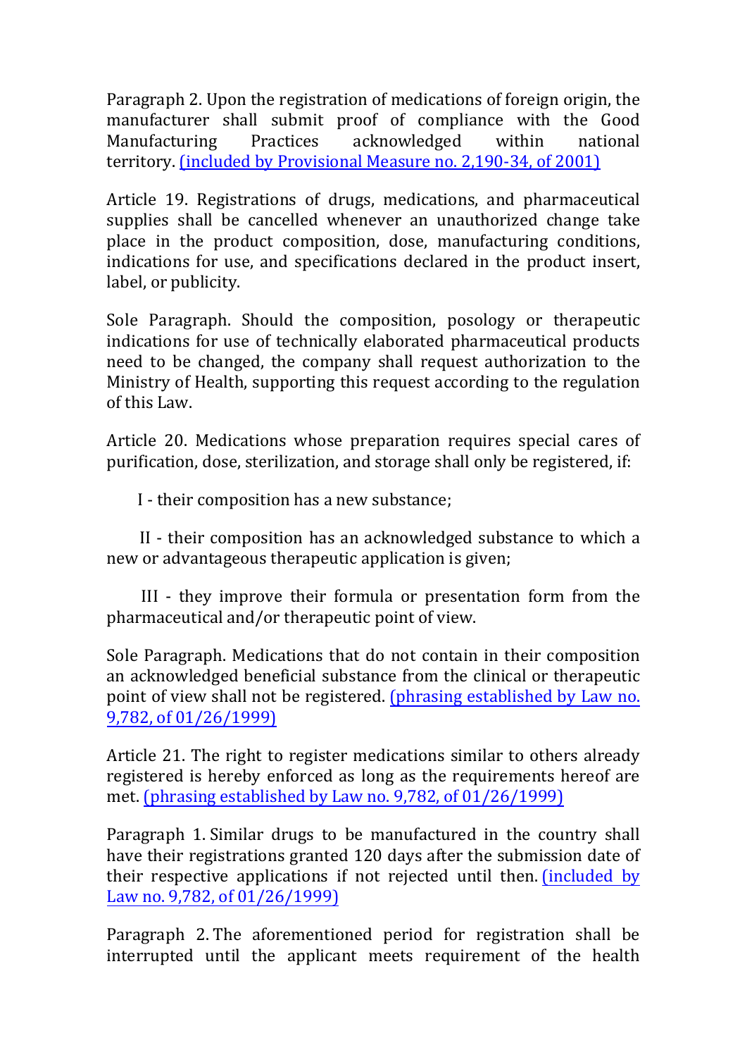Paragraph 2. Upon the registration of medications of foreign origin, the manufacturer shall submit proof of compliance with the Good Manufacturing Practices acknowledged within national territory. (included by Provisional Measure no. 2,190-34, of 2001)

Article 19. Registrations of drugs, medications, and pharmaceutical supplies shall be cancelled whenever an unauthorized change take place in the product composition, dose, manufacturing conditions, indications for use, and specifications declared in the product insert, label, or publicity.

Sole Paragraph. Should the composition, posology or therapeutic indications for use of technically elaborated pharmaceutical products need to be changed, the company shall request authorization to the Ministry of Health, supporting this request according to the regulation of this Law.

Article 20. Medications whose preparation requires special cares of purification, dose, sterilization, and storage shall only be registered, if:

I - their composition has a new substance;

II - their composition has an acknowledged substance to which a new or advantageous therapeutic application is given;

III - they improve their formula or presentation form from the pharmaceutical and/or therapeutic point of view.

Sole Paragraph. Medications that do not contain in their composition an acknowledged beneficial substance from the clinical or therapeutic point of view shall not be registered. (phrasing established by Law no. 9,782, of 01/26/1999)

Article 21. The right to register medications similar to others already registered is hereby enforced as long as the requirements hereof are met. (phrasing established by Law no. 9,782, of 01/26/1999)

Paragraph 1. Similar drugs to be manufactured in the country shall have their registrations granted 120 days after the submission date of their respective applications if not rejected until then. (included by Law no. 9,782, of 01/26/1999)

Paragraph 2. The aforementioned period for registration shall be interrupted until the applicant meets requirement of the health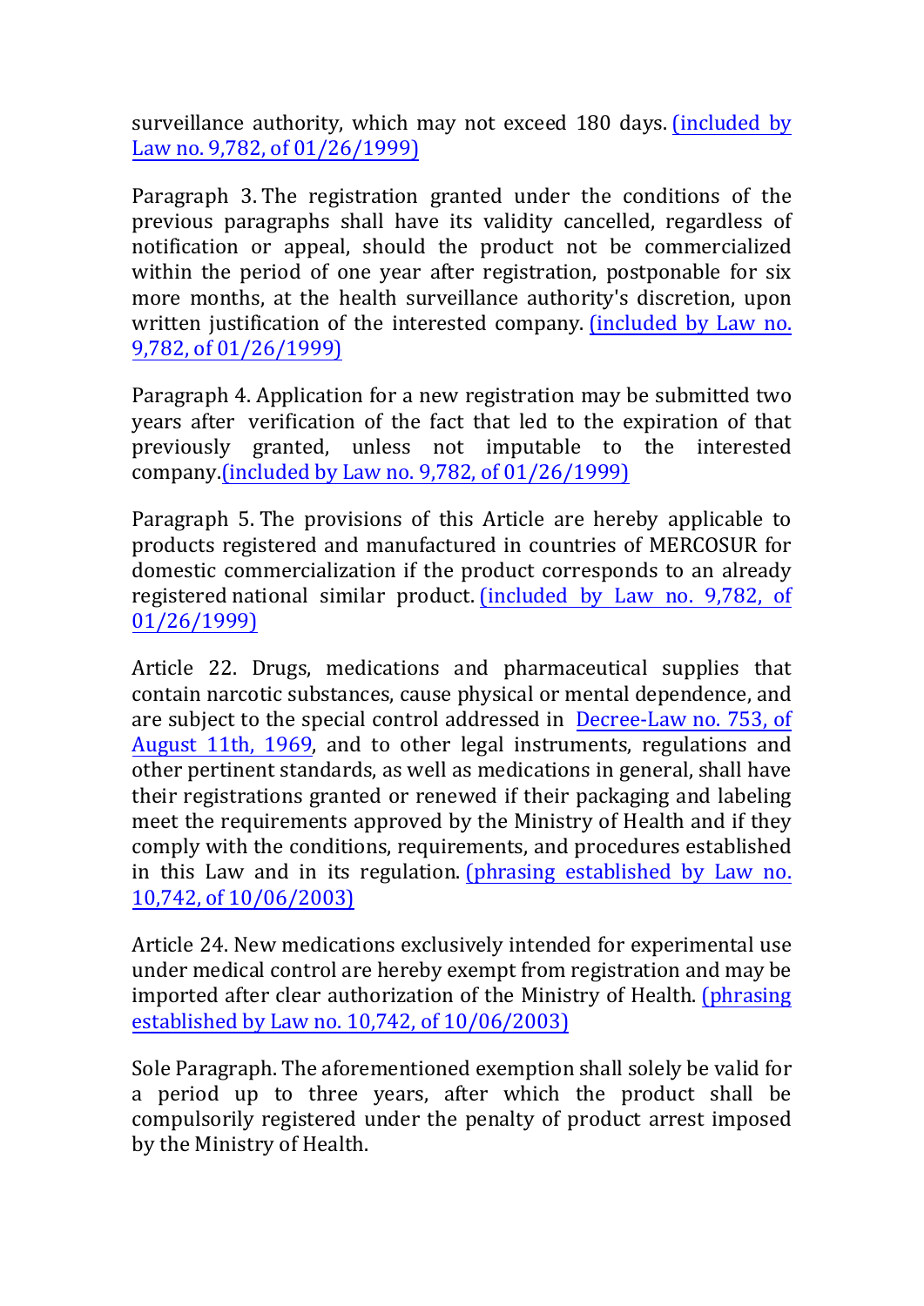surveillance authority, which may not exceed 180 days. (included by Law no. 9,782, of 01/26/1999)

Paragraph 3. The registration granted under the conditions of the previous paragraphs shall have its validity cancelled, regardless of notification or appeal, should the product not be commercialized within the period of one year after registration, postponable for six more months, at the health surveillance authority's discretion, upon written justification of the interested company. (included by Law no. 9,782, of 01/26/1999)

Paragraph 4. Application for a new registration may be submitted two years after verification of the fact that led to the expiration of that previously granted, unless not imputable to the interested company.(included by Law no. 9,782, of 01/26/1999)

Paragraph 5. The provisions of this Article are hereby applicable to products registered and manufactured in countries of MERCOSUR for domestic commercialization if the product corresponds to an already registered national similar product. (included by Law no. 9,782, of 01/26/1999)

Article 22. Drugs, medications and pharmaceutical supplies that contain narcotic substances, cause physical or mental dependence, and are subject to the special control addressed in Decree-Law no. 753, of August 11th, 1969, and to other legal instruments, regulations and other pertinent standards, as well as medications in general, shall have their registrations granted or renewed if their packaging and labeling meet the requirements approved by the Ministry of Health and if they comply with the conditions, requirements, and procedures established in this Law and in its regulation. (phrasing established by Law no. 10,742, of 10/06/2003)

Article 24. New medications exclusively intended for experimental use under medical control are hereby exempt from registration and may be imported after clear authorization of the Ministry of Health. (phrasing established by Law no. 10,742, of 10/06/2003)

Sole Paragraph. The aforementioned exemption shall solely be valid for a period up to three years, after which the product shall be compulsorily registered under the penalty of product arrest imposed by the Ministry of Health.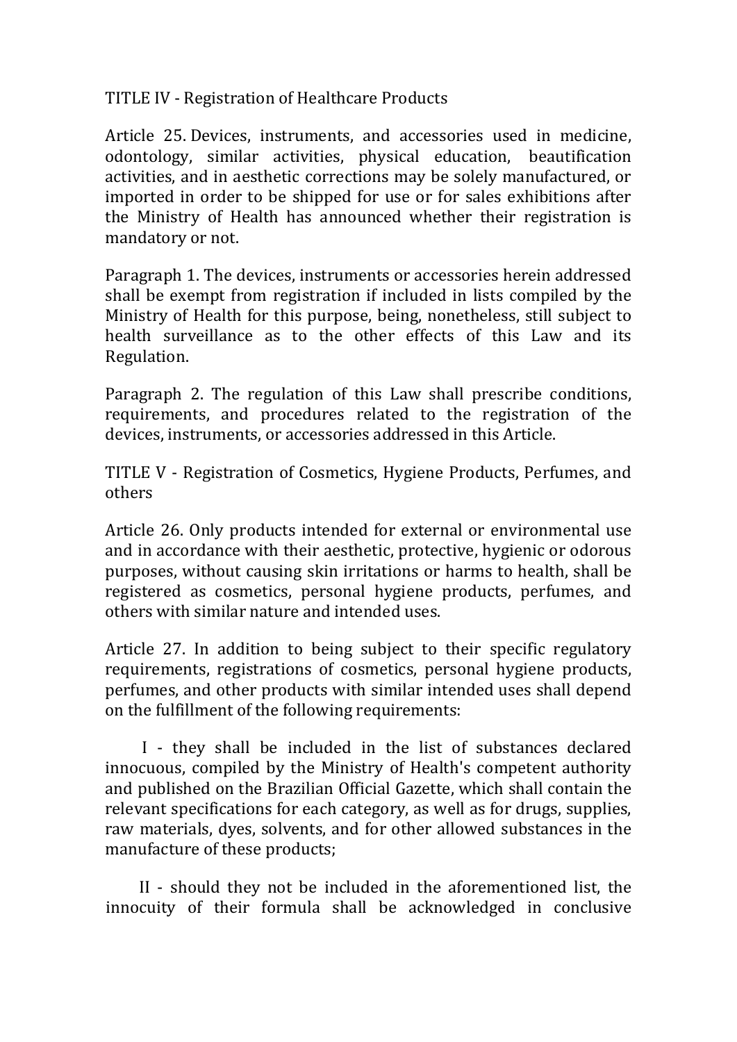## TITLE IV - Registration of Healthcare Products

Article 25. Devices, instruments, and accessories used in medicine, odontology, similar activities, physical education, beautification activities, and in aesthetic corrections may be solely manufactured, or imported in order to be shipped for use or for sales exhibitions after the Ministry of Health has announced whether their registration is mandatory or not.

Paragraph 1. The devices, instruments or accessories herein addressed shall be exempt from registration if included in lists compiled by the Ministry of Health for this purpose, being, nonetheless, still subject to health surveillance as to the other effects of this Law and its Regulation.

Paragraph 2. The regulation of this Law shall prescribe conditions, requirements, and procedures related to the registration of the devices, instruments, or accessories addressed in this Article.

## TITLE V - Registration of Cosmetics, Hygiene Products, Perfumes, and others

Article 26. Only products intended for external or environmental use and in accordance with their aesthetic, protective, hygienic or odorous purposes, without causing skin irritations or harms to health, shall be registered as cosmetics, personal hygiene products, perfumes, and others with similar nature and intended uses.

Article 27. In addition to being subject to their specific regulatory requirements, registrations of cosmetics, personal hygiene products, perfumes, and other products with similar intended uses shall depend on the fulfillment of the following requirements:

I - they shall be included in the list of substances declared innocuous, compiled by the Ministry of Health's competent authority and published on the Brazilian Official Gazette, which shall contain the relevant specifications for each category, as well as for drugs, supplies, raw materials, dyes, solvents, and for other allowed substances in the manufacture of these products;

II - should they not be included in the aforementioned list, the innocuity of their formula shall be acknowledged in conclusive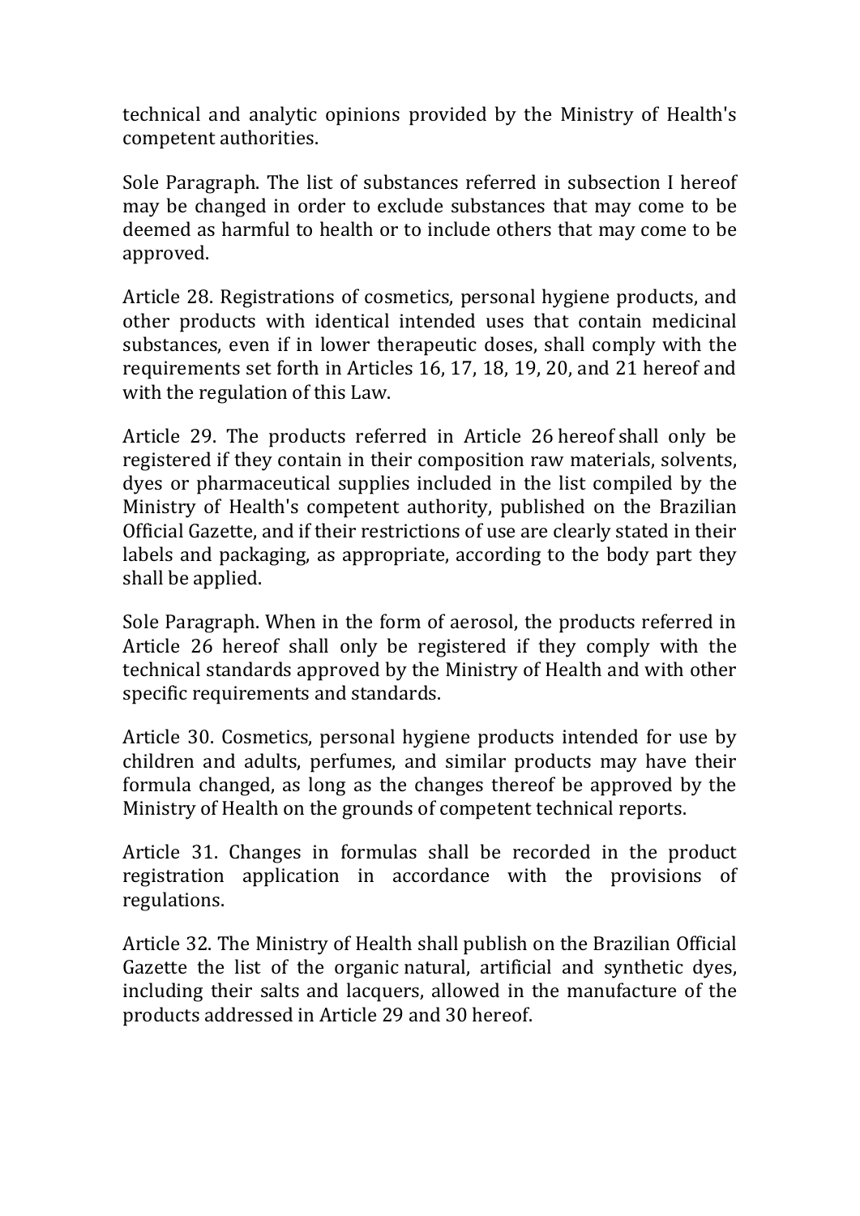technical and analytic opinions provided by the Ministry of Health's competent authorities.

Sole Paragraph. The list of substances referred in subsection I hereof may be changed in order to exclude substances that may come to be deemed as harmful to health or to include others that may come to be approved.

Article 28. Registrations of cosmetics, personal hygiene products, and other products with identical intended uses that contain medicinal substances, even if in lower therapeutic doses, shall comply with the requirements set forth in Articles 16, 17, 18, 19, 20, and 21 hereof and with the regulation of this Law.

Article 29. The products referred in Article 26 hereof shall only be registered if they contain in their composition raw materials, solvents, dyes or pharmaceutical supplies included in the list compiled by the Ministry of Health's competent authority, published on the Brazilian Official Gazette, and if their restrictions of use are clearly stated in their labels and packaging, as appropriate, according to the body part they shall be applied.

Sole Paragraph. When in the form of aerosol, the products referred in Article 26 hereof shall only be registered if they comply with the technical standards approved by the Ministry of Health and with other specific requirements and standards.

Article 30. Cosmetics, personal hygiene products intended for use by children and adults, perfumes, and similar products may have their formula changed, as long as the changes thereof be approved by the Ministry of Health on the grounds of competent technical reports.

Article 31. Changes in formulas shall be recorded in the product registration application in accordance with the provisions of regulations.

Article 32. The Ministry of Health shall publish on the Brazilian Official Gazette the list of the organic natural, artificial and synthetic dyes, including their salts and lacquers, allowed in the manufacture of the products addressed in Article 29 and 30 hereof.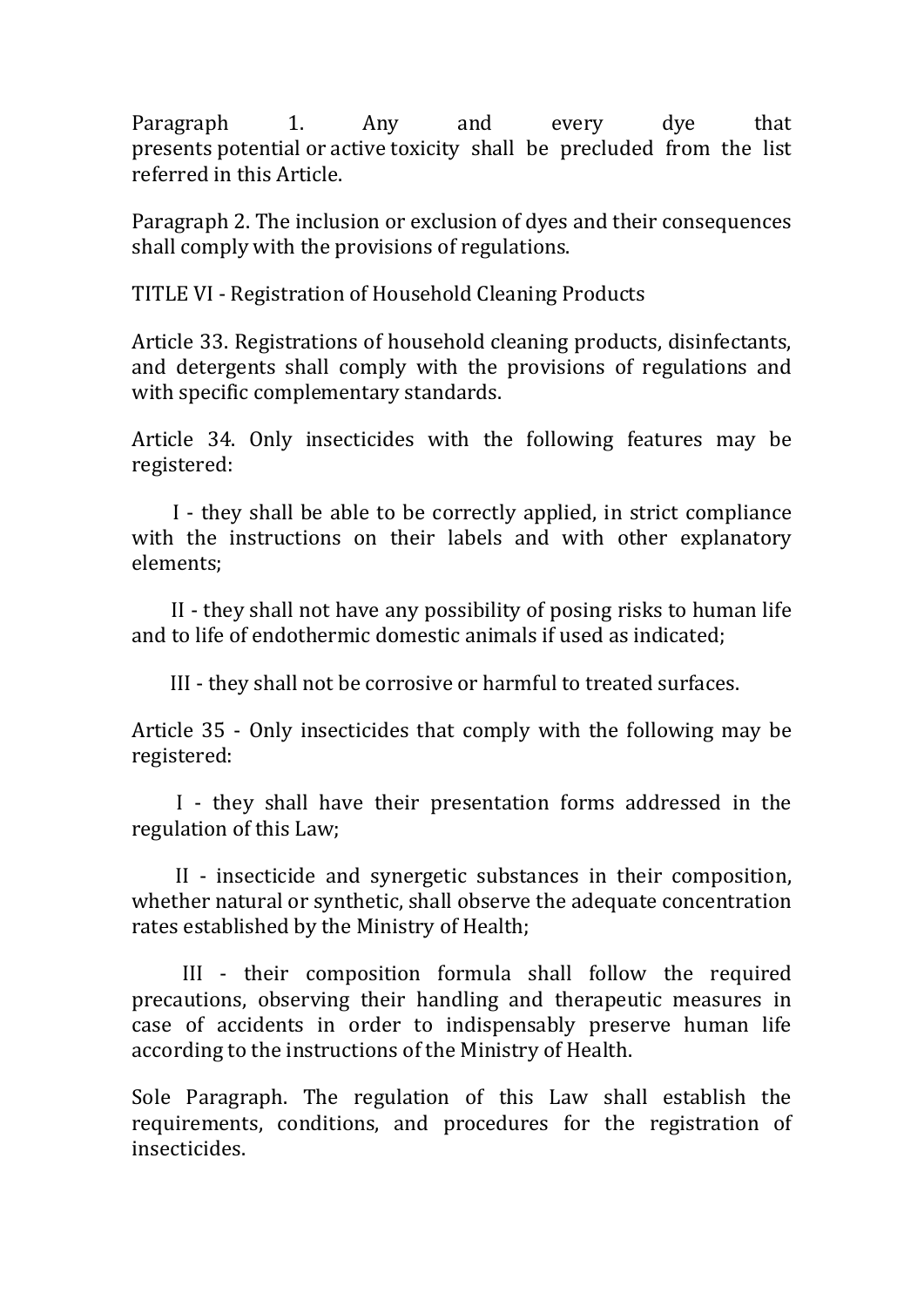Paragraph 1. Any and every dye that presents potential or active toxicity shall be precluded from the list referred in this Article.

Paragraph 2. The inclusion or exclusion of dyes and their consequences shall comply with the provisions of regulations.

## TITLE VI - Registration of Household Cleaning Products

Article 33. Registrations of household cleaning products, disinfectants, and detergents shall comply with the provisions of regulations and with specific complementary standards.

Article 34. Only insecticides with the following features may be registered:

I - they shall be able to be correctly applied, in strict compliance with the instructions on their labels and with other explanatory elements;

II - they shall not have any possibility of posing risks to human life and to life of endothermic domestic animals if used as indicated;

III - they shall not be corrosive or harmful to treated surfaces.

Article 35 - Only insecticides that comply with the following may be registered:

I - they shall have their presentation forms addressed in the regulation of this Law;

II - insecticide and synergetic substances in their composition, whether natural or synthetic, shall observe the adequate concentration rates established by the Ministry of Health;

III - their composition formula shall follow the required precautions, observing their handling and therapeutic measures in case of accidents in order to indispensably preserve human life according to the instructions of the Ministry of Health.

Sole Paragraph. The regulation of this Law shall establish the requirements, conditions, and procedures for the registration of insecticides.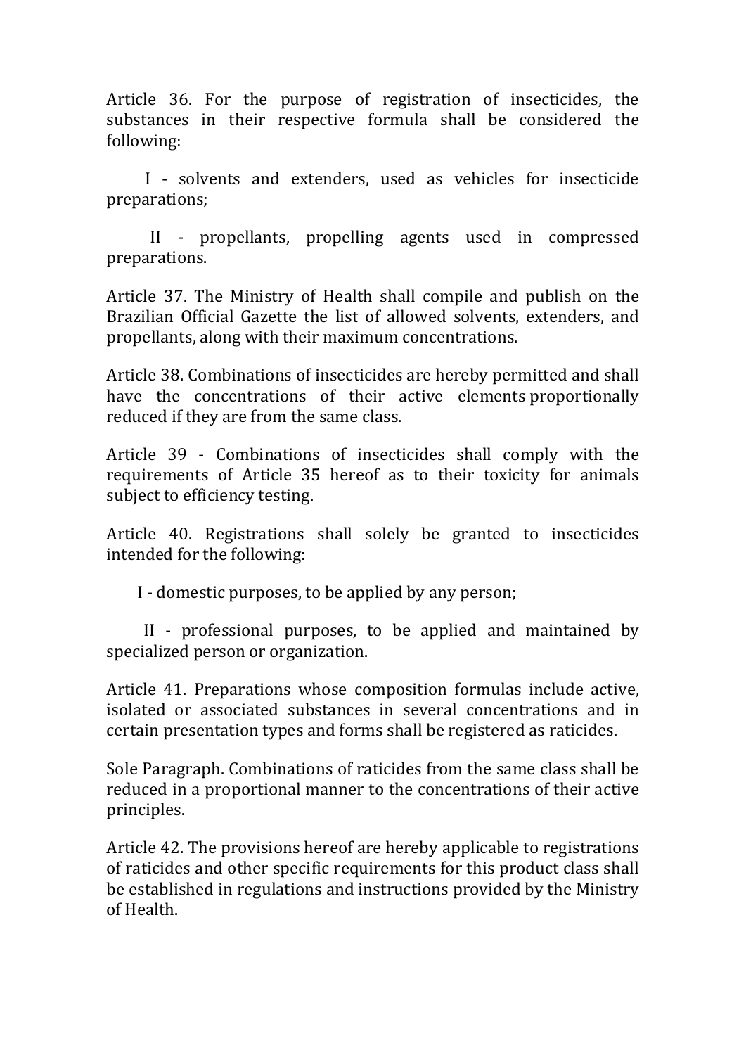Article 36. For the purpose of registration of insecticides, the substances in their respective formula shall be considered the following:

I - solvents and extenders, used as vehicles for insecticide preparations;

II - propellants, propelling agents used in compressed preparations.

Article 37. The Ministry of Health shall compile and publish on the Brazilian Official Gazette the list of allowed solvents, extenders, and propellants, along with their maximum concentrations.

Article 38. Combinations of insecticides are hereby permitted and shall have the concentrations of their active elements proportionally reduced if they are from the same class.

Article 39 - Combinations of insecticides shall comply with the requirements of Article 35 hereof as to their toxicity for animals subject to efficiency testing.

Article 40. Registrations shall solely be granted to insecticides intended for the following:

I - domestic purposes, to be applied by any person;

II - professional purposes, to be applied and maintained by specialized person or organization.

Article 41. Preparations whose composition formulas include active, isolated or associated substances in several concentrations and in certain presentation types and forms shall be registered as raticides.

Sole Paragraph. Combinations of raticides from the same class shall be reduced in a proportional manner to the concentrations of their active principles.

Article 42. The provisions hereof are hereby applicable to registrations of raticides and other specific requirements for this product class shall be established in regulations and instructions provided by the Ministry of Health.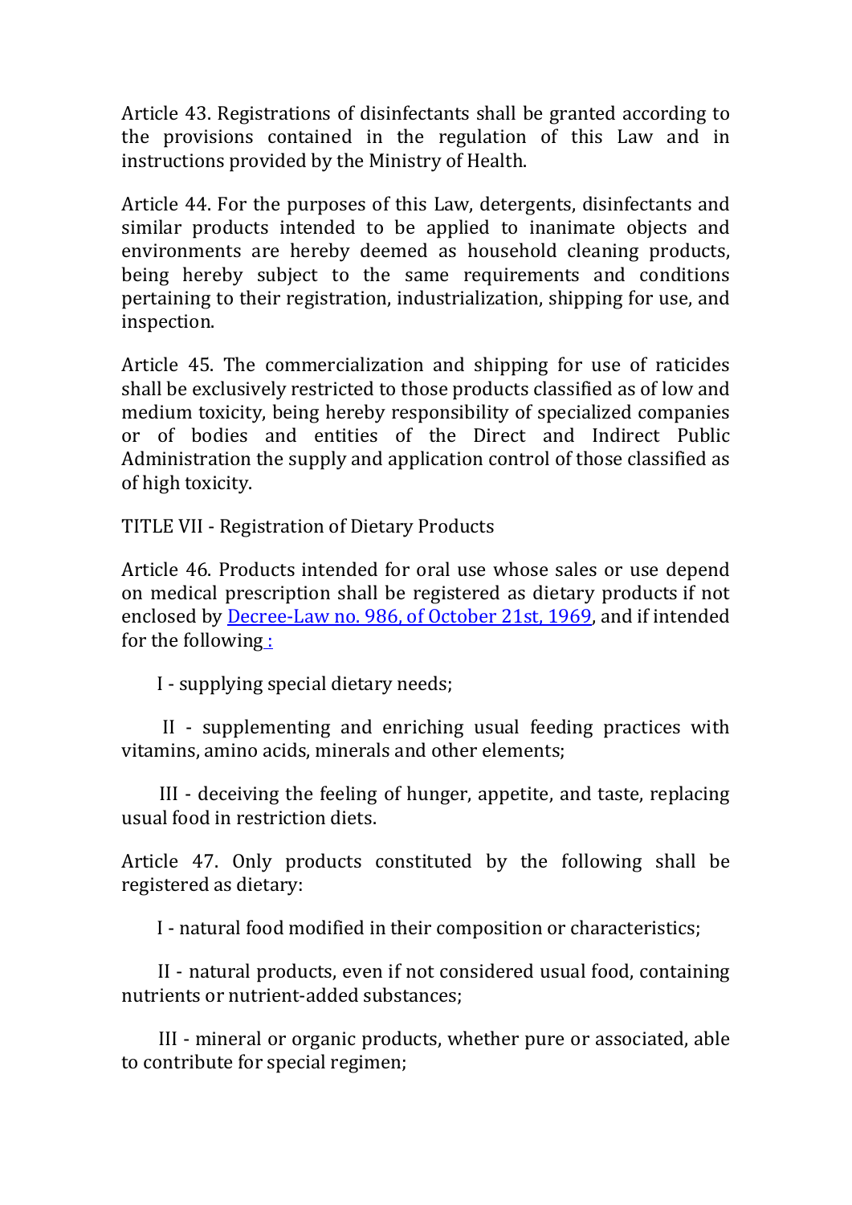Article 43. Registrations of disinfectants shall be granted according to the provisions contained in the regulation of this Law and in instructions provided by the Ministry of Health.

Article 44. For the purposes of this Law, detergents, disinfectants and similar products intended to be applied to inanimate objects and environments are hereby deemed as household cleaning products, being hereby subject to the same requirements and conditions pertaining to their registration, industrialization, shipping for use, and inspection.

Article 45. The commercialization and shipping for use of raticides shall be exclusively restricted to those products classified as of low and medium toxicity, being hereby responsibility of specialized companies or of bodies and entities of the Direct and Indirect Public Administration the supply and application control of those classified as of high toxicity.

TITLE VII - Registration of Dietary Products

Article 46. Products intended for oral use whose sales or use depend on medical prescription shall be registered as dietary products if not enclosed by Decree-Law no. 986, of October 21st, 1969, and if intended for the following :

I - supplying special dietary needs;

II - supplementing and enriching usual feeding practices with vitamins, amino acids, minerals and other elements;

III - deceiving the feeling of hunger, appetite, and taste, replacing usual food in restriction diets.

Article 47. Only products constituted by the following shall be registered as dietary:

I - natural food modified in their composition or characteristics;

II - natural products, even if not considered usual food, containing nutrients or nutrient-added substances;

III - mineral or organic products, whether pure or associated, able to contribute for special regimen;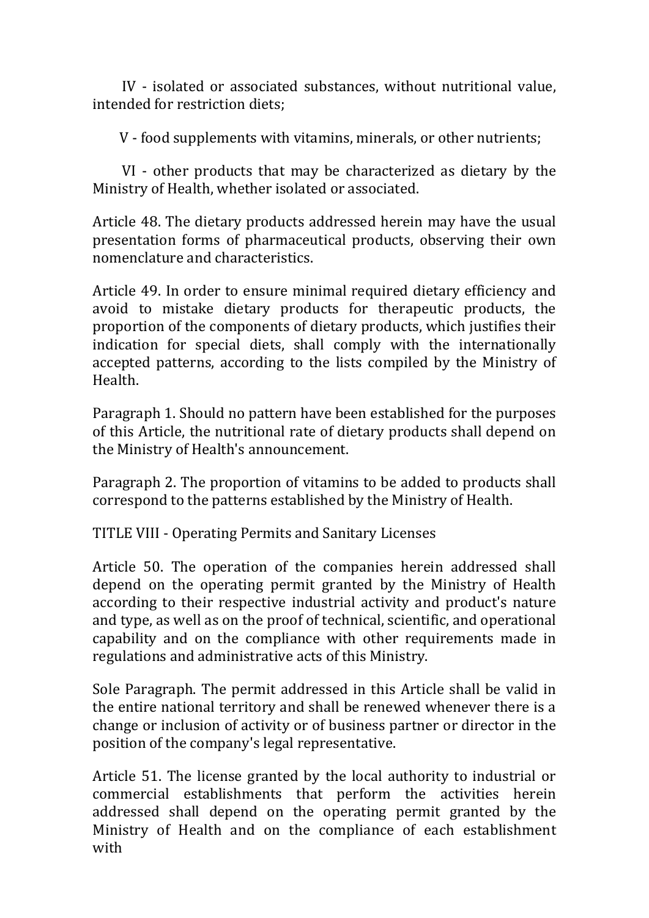IV - isolated or associated substances, without nutritional value, intended for restriction diets;

V - food supplements with vitamins, minerals, or other nutrients;

VI - other products that may be characterized as dietary by the Ministry of Health, whether isolated or associated.

Article 48. The dietary products addressed herein may have the usual presentation forms of pharmaceutical products, observing their own nomenclature and characteristics.

Article 49. In order to ensure minimal required dietary efficiency and avoid to mistake dietary products for therapeutic products, the proportion of the components of dietary products, which justifies their indication for special diets, shall comply with the internationally accepted patterns, according to the lists compiled by the Ministry of Health.

Paragraph 1. Should no pattern have been established for the purposes of this Article, the nutritional rate of dietary products shall depend on the Ministry of Health's announcement.

Paragraph 2. The proportion of vitamins to be added to products shall correspond to the patterns established by the Ministry of Health.

## TITLE VIII - Operating Permits and Sanitary Licenses

Article 50. The operation of the companies herein addressed shall depend on the operating permit granted by the Ministry of Health according to their respective industrial activity and product's nature and type, as well as on the proof of technical, scientific, and operational capability and on the compliance with other requirements made in regulations and administrative acts of this Ministry.

Sole Paragraph. The permit addressed in this Article shall be valid in the entire national territory and shall be renewed whenever there is a change or inclusion of activity or of business partner or director in the position of the company's legal representative.

Article 51. The license granted by the local authority to industrial or commercial establishments that perform the activities herein addressed shall depend on the operating permit granted by the Ministry of Health and on the compliance of each establishment with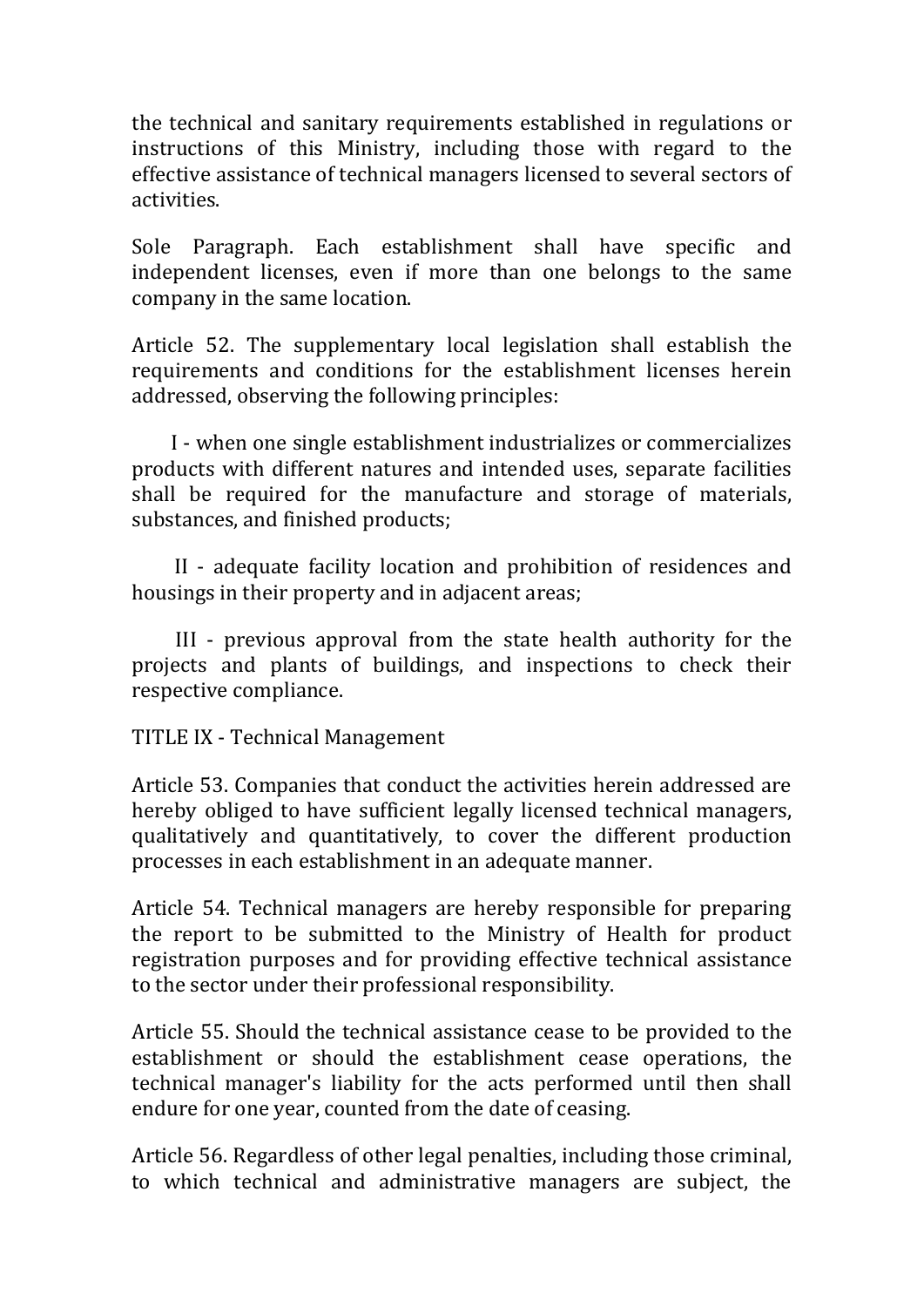the technical and sanitary requirements established in regulations or instructions of this Ministry, including those with regard to the effective assistance of technical managers licensed to several sectors of activities.

Sole Paragraph. Each establishment shall have specific and independent licenses, even if more than one belongs to the same company in the same location.

Article 52. The supplementary local legislation shall establish the requirements and conditions for the establishment licenses herein addressed, observing the following principles:

I - when one single establishment industrializes or commercializes products with different natures and intended uses, separate facilities shall be required for the manufacture and storage of materials, substances, and finished products;

II - adequate facility location and prohibition of residences and housings in their property and in adjacent areas;

III - previous approval from the state health authority for the projects and plants of buildings, and inspections to check their respective compliance.

TITLE IX - Technical Management

Article 53. Companies that conduct the activities herein addressed are hereby obliged to have sufficient legally licensed technical managers, qualitatively and quantitatively, to cover the different production processes in each establishment in an adequate manner.

Article 54. Technical managers are hereby responsible for preparing the report to be submitted to the Ministry of Health for product registration purposes and for providing effective technical assistance to the sector under their professional responsibility.

Article 55. Should the technical assistance cease to be provided to the establishment or should the establishment cease operations, the technical manager's liability for the acts performed until then shall endure for one year, counted from the date of ceasing.

Article 56. Regardless of other legal penalties, including those criminal, to which technical and administrative managers are subject, the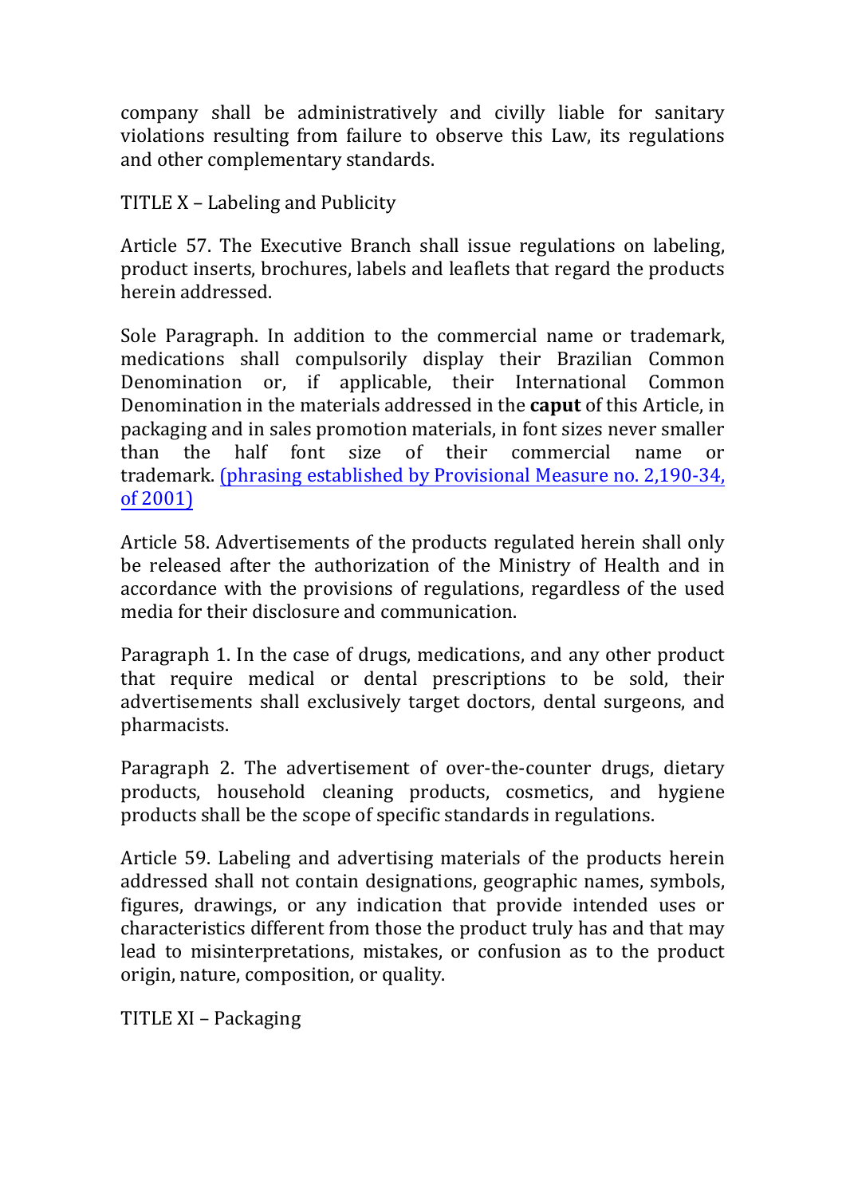company shall be administratively and civilly liable for sanitary violations resulting from failure to observe this Law, its regulations and other complementary standards.

## TITLE X – Labeling and Publicity

Article 57. The Executive Branch shall issue regulations on labeling, product inserts, brochures, labels and leaflets that regard the products herein addressed.

Sole Paragraph. In addition to the commercial name or trademark, medications shall compulsorily display their Brazilian Common Denomination or, if applicable, their International Common Denomination in the materials addressed in the **caput** of this Article, in packaging and in sales promotion materials, in font sizes never smaller than the half font size of their commercial name or trademark. (phrasing established by Provisional Measure no. 2,190-34, of 2001)

Article 58. Advertisements of the products regulated herein shall only be released after the authorization of the Ministry of Health and in accordance with the provisions of regulations, regardless of the used media for their disclosure and communication.

Paragraph 1. In the case of drugs, medications, and any other product that require medical or dental prescriptions to be sold, their advertisements shall exclusively target doctors, dental surgeons, and pharmacists.

Paragraph 2. The advertisement of over-the-counter drugs, dietary products, household cleaning products, cosmetics, and hygiene products shall be the scope of specific standards in regulations.

Article 59. Labeling and advertising materials of the products herein addressed shall not contain designations, geographic names, symbols, figures, drawings, or any indication that provide intended uses or characteristics different from those the product truly has and that may lead to misinterpretations, mistakes, or confusion as to the product origin, nature, composition, or quality.

## TITLE XI – Packaging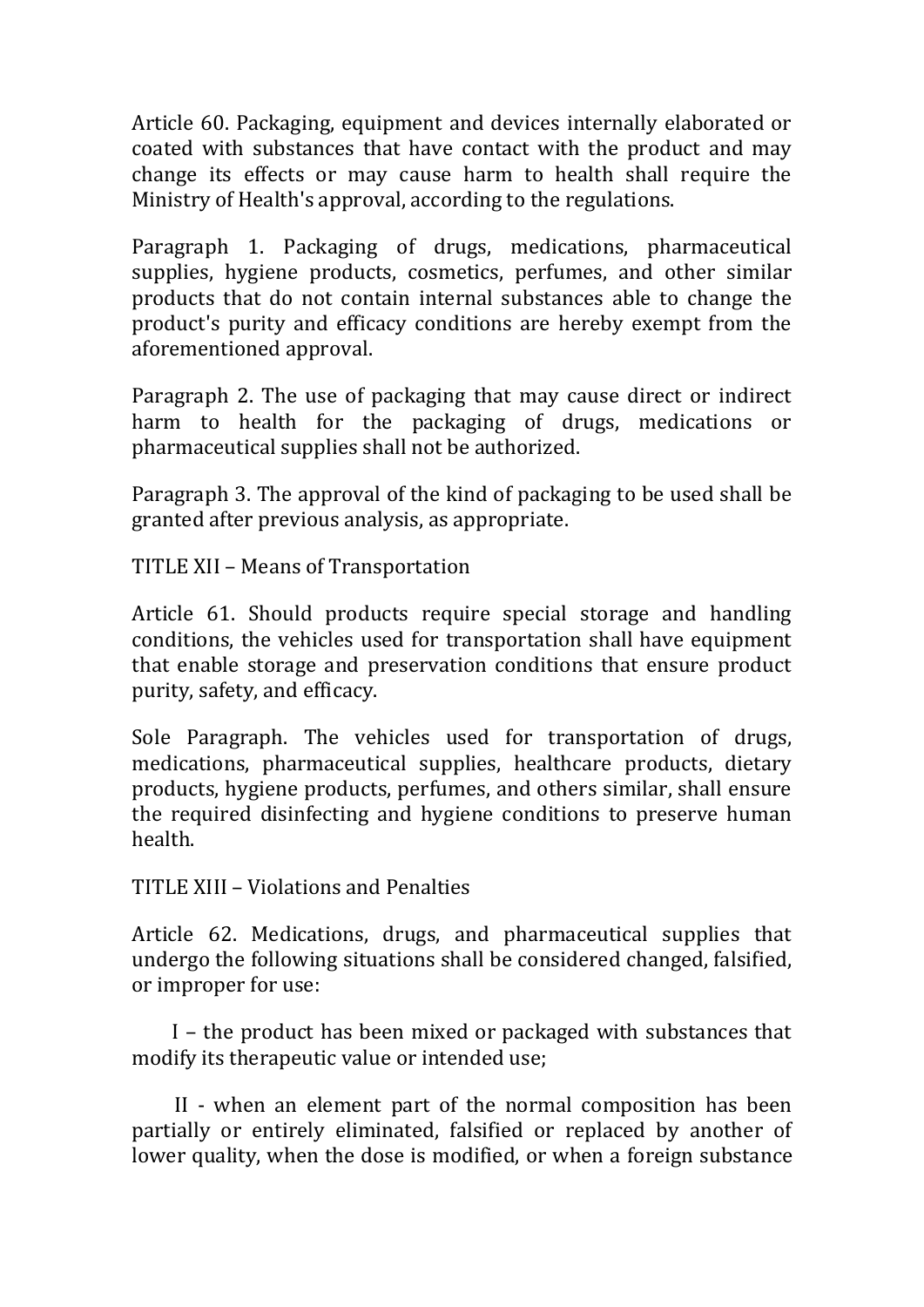Article 60. Packaging, equipment and devices internally elaborated or coated with substances that have contact with the product and may change its effects or may cause harm to health shall require the Ministry of Health's approval, according to the regulations.

Paragraph 1. Packaging of drugs, medications, pharmaceutical supplies, hygiene products, cosmetics, perfumes, and other similar products that do not contain internal substances able to change the product's purity and efficacy conditions are hereby exempt from the aforementioned approval.

Paragraph 2. The use of packaging that may cause direct or indirect harm to health for the packaging of drugs, medications or pharmaceutical supplies shall not be authorized.

Paragraph 3. The approval of the kind of packaging to be used shall be granted after previous analysis, as appropriate.

## TITLE XII – Means of Transportation

Article 61. Should products require special storage and handling conditions, the vehicles used for transportation shall have equipment that enable storage and preservation conditions that ensure product purity, safety, and efficacy.

Sole Paragraph. The vehicles used for transportation of drugs, medications, pharmaceutical supplies, healthcare products, dietary products, hygiene products, perfumes, and others similar, shall ensure the required disinfecting and hygiene conditions to preserve human health.

## TITLE XIII – Violations and Penalties

Article 62. Medications, drugs, and pharmaceutical supplies that undergo the following situations shall be considered changed, falsified, or improper for use:

I – the product has been mixed or packaged with substances that modify its therapeutic value or intended use;

II - when an element part of the normal composition has been partially or entirely eliminated, falsified or replaced by another of lower quality, when the dose is modified, or when a foreign substance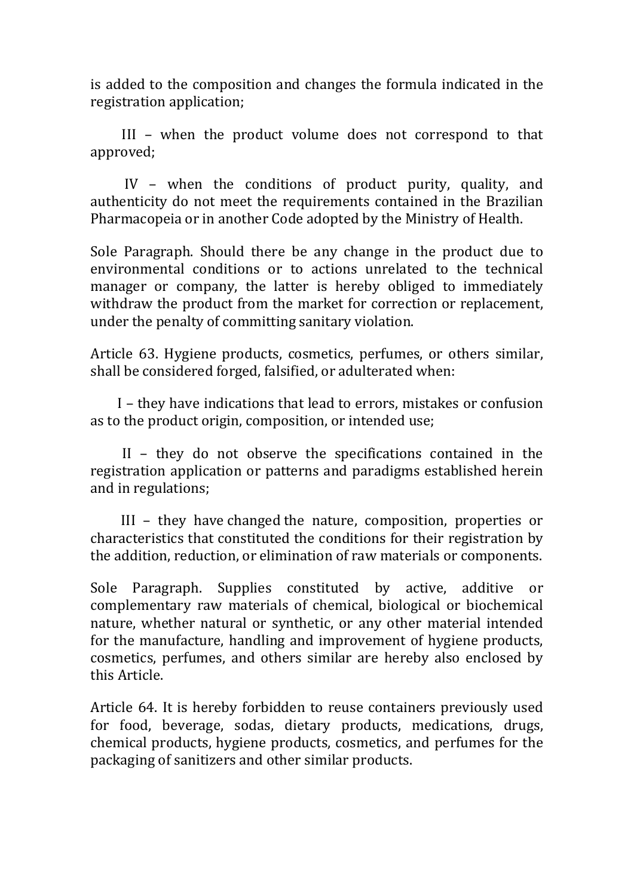is added to the composition and changes the formula indicated in the registration application;

III – when the product volume does not correspond to that approved;

IV – when the conditions of product purity, quality, and authenticity do not meet the requirements contained in the Brazilian Pharmacopeia or in another Code adopted by the Ministry of Health.

Sole Paragraph. Should there be any change in the product due to environmental conditions or to actions unrelated to the technical manager or company, the latter is hereby obliged to immediately withdraw the product from the market for correction or replacement, under the penalty of committing sanitary violation.

Article 63. Hygiene products, cosmetics, perfumes, or others similar, shall be considered forged, falsified, or adulterated when:

I – they have indications that lead to errors, mistakes or confusion as to the product origin, composition, or intended use;

II – they do not observe the specifications contained in the registration application or patterns and paradigms established herein and in regulations;

III – they have changed the nature, composition, properties or characteristics that constituted the conditions for their registration by the addition, reduction, or elimination of raw materials or components.

Sole Paragraph. Supplies constituted by active, additive or complementary raw materials of chemical, biological or biochemical nature, whether natural or synthetic, or any other material intended for the manufacture, handling and improvement of hygiene products, cosmetics, perfumes, and others similar are hereby also enclosed by this Article.

Article 64. It is hereby forbidden to reuse containers previously used for food, beverage, sodas, dietary products, medications, drugs, chemical products, hygiene products, cosmetics, and perfumes for the packaging of sanitizers and other similar products.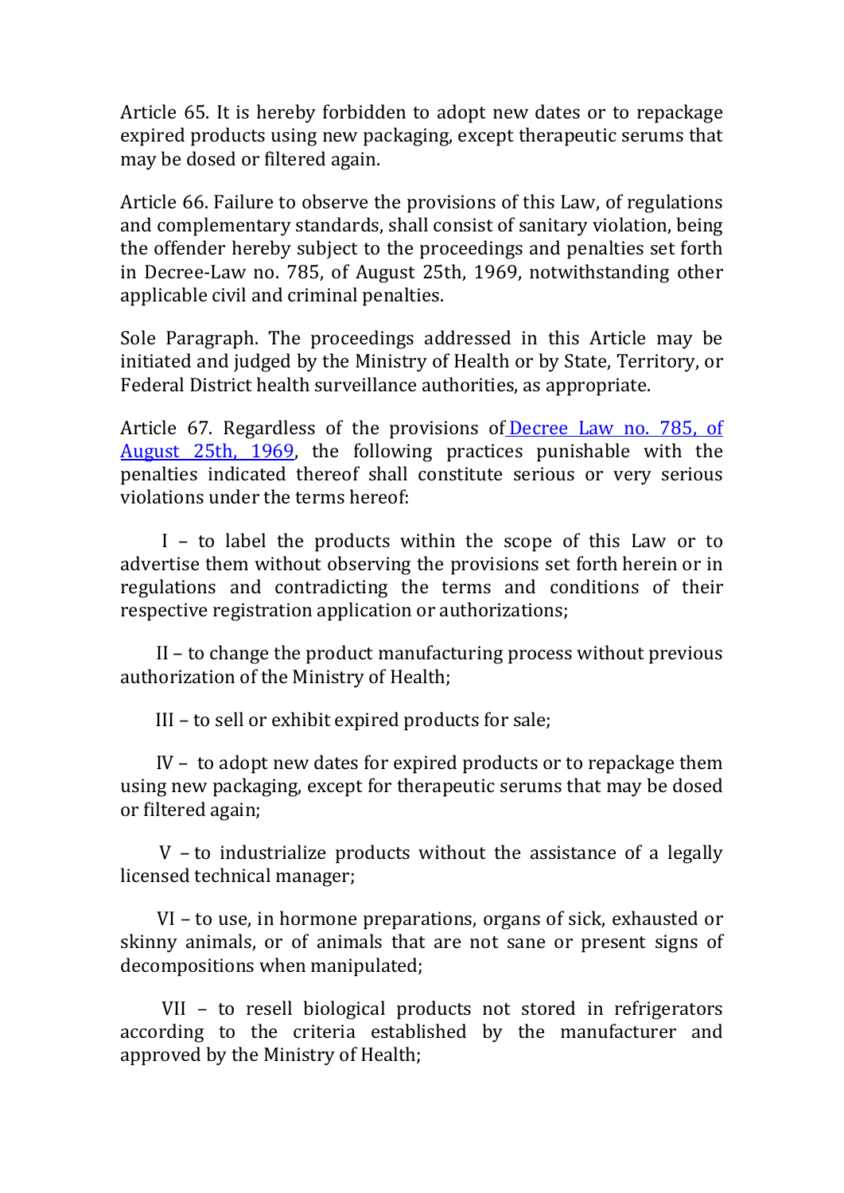Article 65. It is hereby forbidden to adopt new dates or to repackage expired products using new packaging, except therapeutic serums that may be dosed or filtered again.

Article 66. Failure to observe the provisions of this Law, of regulations and complementary standards, shall consist of sanitary violation, being the offender hereby subject to the proceedings and penalties set forth in Decree-Law no. 785, of August 25th, 1969, notwithstanding other applicable civil and criminal penalties.

Sole Paragraph. The proceedings addressed in this Article may be initiated and judged by the Ministry of Health or by State, Territory, or Federal District health surveillance authorities, as appropriate.

Article 67. Regardless of the provisions of Decree Law no. 785, of August 25th, 1969, the following practices punishable with the penalties indicated thereof shall constitute serious or very serious violations under the terms hereof:

I – to label the products within the scope of this Law or to advertise them without observing the provisions set forth herein or in regulations and contradicting the terms and conditions of their respective registration application or authorizations;

II – to change the product manufacturing process without previous authorization of the Ministry of Health;

III – to sell or exhibit expired products for sale;

IV – to adopt new dates for expired products or to repackage them using new packaging, except for therapeutic serums that may be dosed or filtered again;

V – to industrialize products without the assistance of a legally licensed technical manager;

VI – to use, in hormone preparations, organs of sick, exhausted or skinny animals, or of animals that are not sane or present signs of decompositions when manipulated;

VII – to resell biological products not stored in refrigerators according to the criteria established by the manufacturer and approved by the Ministry of Health;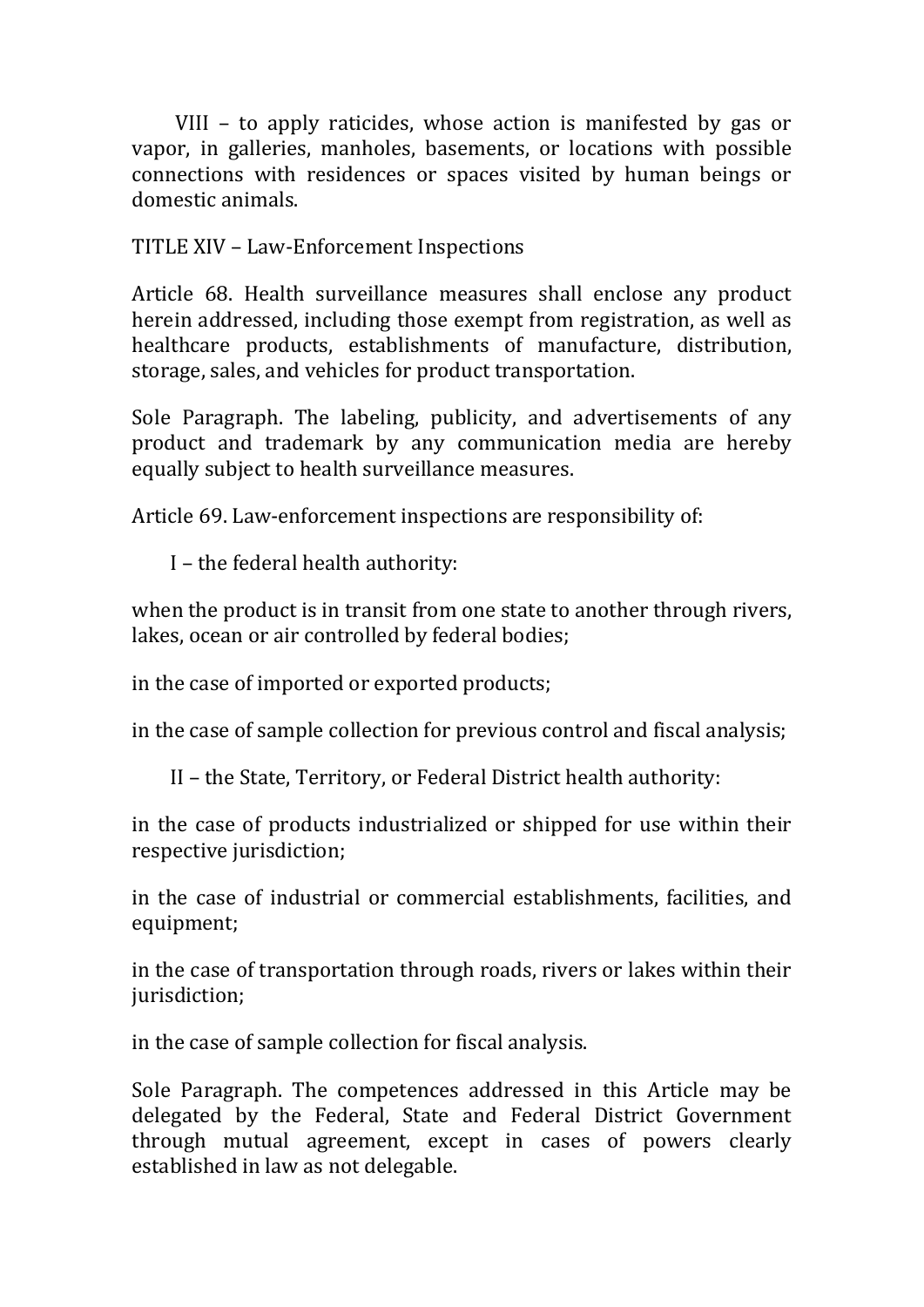VIII – to apply raticides, whose action is manifested by gas or vapor, in galleries, manholes, basements, or locations with possible connections with residences or spaces visited by human beings or domestic animals.

## TITLE XIV – Law-Enforcement Inspections

Article 68. Health surveillance measures shall enclose any product herein addressed, including those exempt from registration, as well as healthcare products, establishments of manufacture, distribution, storage, sales, and vehicles for product transportation.

Sole Paragraph. The labeling, publicity, and advertisements of any product and trademark by any communication media are hereby equally subject to health surveillance measures.

Article 69. Law-enforcement inspections are responsibility of:

I – the federal health authority:

when the product is in transit from one state to another through rivers, lakes, ocean or air controlled by federal bodies;

in the case of imported or exported products;

in the case of sample collection for previous control and fiscal analysis;

II – the State, Territory, or Federal District health authority:

in the case of products industrialized or shipped for use within their respective jurisdiction;

in the case of industrial or commercial establishments, facilities, and equipment;

in the case of transportation through roads, rivers or lakes within their jurisdiction;

in the case of sample collection for fiscal analysis.

Sole Paragraph. The competences addressed in this Article may be delegated by the Federal, State and Federal District Government through mutual agreement, except in cases of powers clearly established in law as not delegable.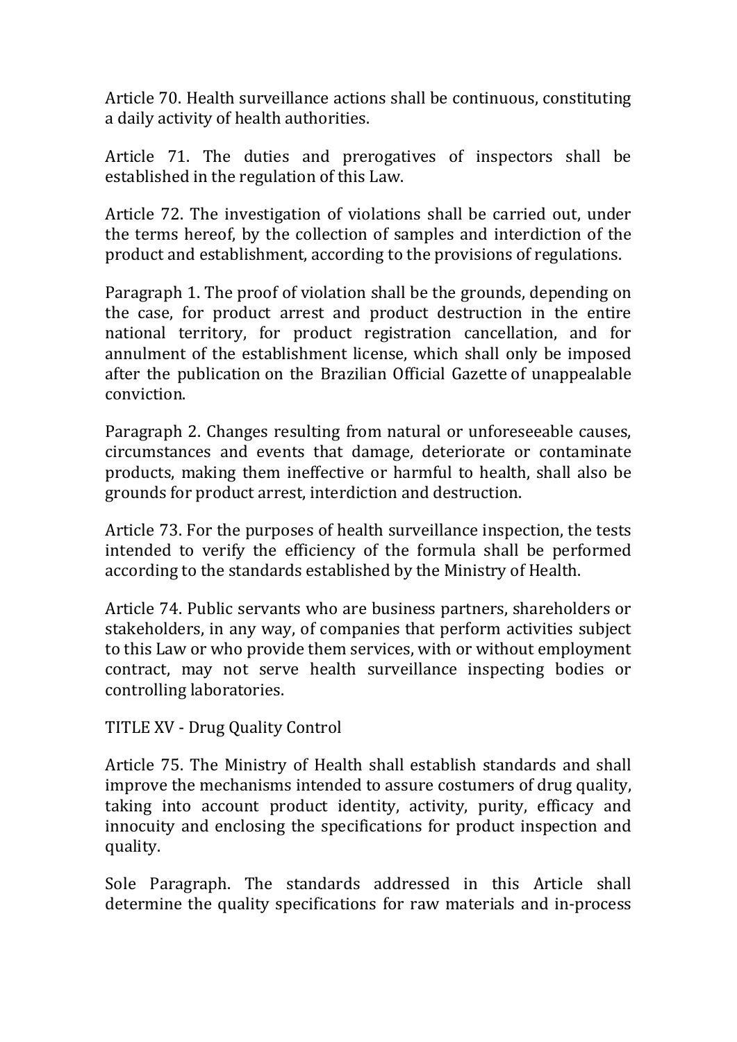Article 70. Health surveillance actions shall be continuous, constituting a daily activity of health authorities.

Article 71. The duties and prerogatives of inspectors shall be established in the regulation of this Law.

Article 72. The investigation of violations shall be carried out, under the terms hereof, by the collection of samples and interdiction of the product and establishment, according to the provisions of regulations.

Paragraph 1. The proof of violation shall be the grounds, depending on the case, for product arrest and product destruction in the entire national territory, for product registration cancellation, and for annulment of the establishment license, which shall only be imposed after the publication on the Brazilian Official Gazette of unappealable conviction.

Paragraph 2. Changes resulting from natural or unforeseeable causes, circumstances and events that damage, deteriorate or contaminate products, making them ineffective or harmful to health, shall also be grounds for product arrest, interdiction and destruction.

Article 73. For the purposes of health surveillance inspection, the tests intended to verify the efficiency of the formula shall be performed according to the standards established by the Ministry of Health.

Article 74. Public servants who are business partners, shareholders or stakeholders, in any way, of companies that perform activities subject to this Law or who provide them services, with or without employment contract, may not serve health surveillance inspecting bodies or controlling laboratories.

## TITLE XV - Drug Quality Control

Article 75. The Ministry of Health shall establish standards and shall improve the mechanisms intended to assure costumers of drug quality, taking into account product identity, activity, purity, efficacy and innocuity and enclosing the specifications for product inspection and quality.

Sole Paragraph. The standards addressed in this Article shall determine the quality specifications for raw materials and in-process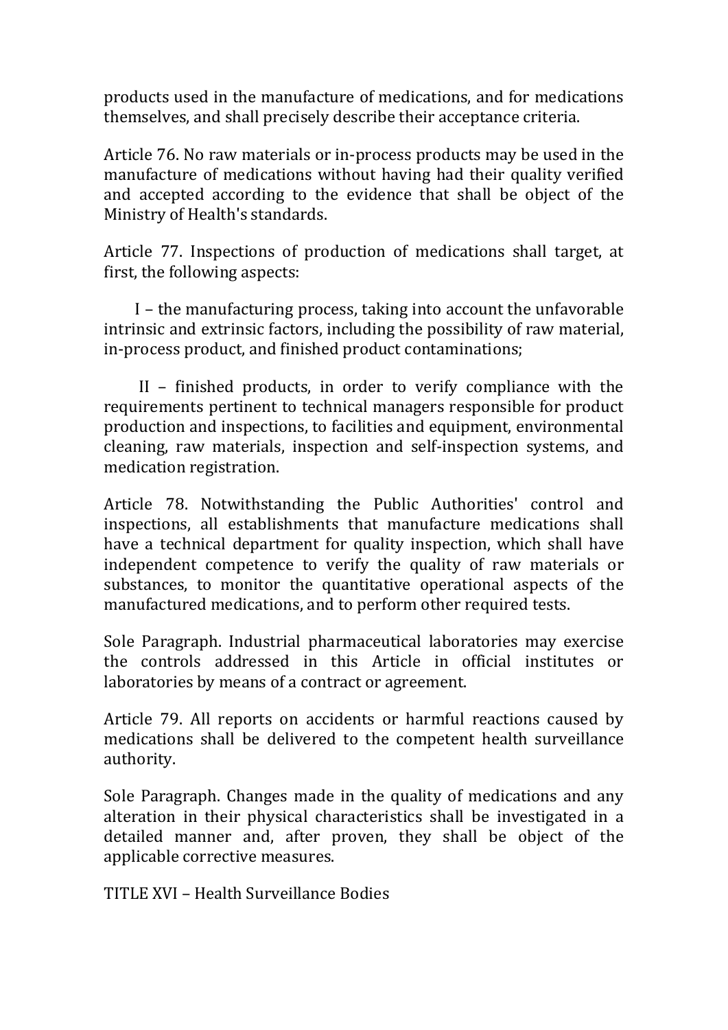products used in the manufacture of medications, and for medications themselves, and shall precisely describe their acceptance criteria.

Article 76. No raw materials or in-process products may be used in the manufacture of medications without having had their quality verified and accepted according to the evidence that shall be object of the Ministry of Health's standards.

Article 77. Inspections of production of medications shall target, at first, the following aspects:

I – the manufacturing process, taking into account the unfavorable intrinsic and extrinsic factors, including the possibility of raw material, in-process product, and finished product contaminations;

II – finished products, in order to verify compliance with the requirements pertinent to technical managers responsible for product production and inspections, to facilities and equipment, environmental cleaning, raw materials, inspection and self-inspection systems, and medication registration.

Article 78. Notwithstanding the Public Authorities' control and inspections, all establishments that manufacture medications shall have a technical department for quality inspection, which shall have independent competence to verify the quality of raw materials or substances, to monitor the quantitative operational aspects of the manufactured medications, and to perform other required tests.

Sole Paragraph. Industrial pharmaceutical laboratories may exercise the controls addressed in this Article in official institutes or laboratories by means of a contract or agreement.

Article 79. All reports on accidents or harmful reactions caused by medications shall be delivered to the competent health surveillance authority.

Sole Paragraph. Changes made in the quality of medications and any alteration in their physical characteristics shall be investigated in a detailed manner and, after proven, they shall be object of the applicable corrective measures.

## TITLE XVI – Health Surveillance Bodies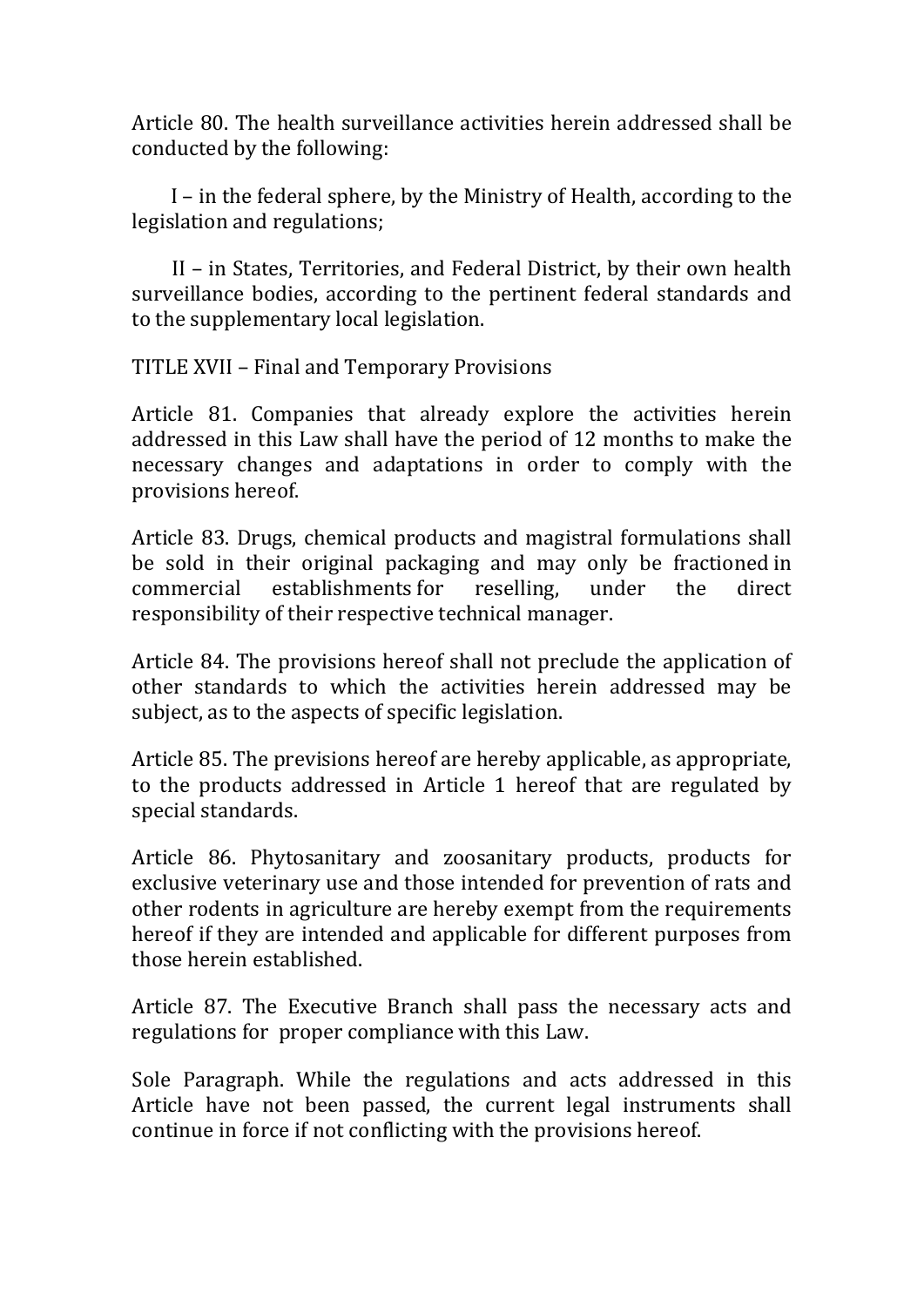Article 80. The health surveillance activities herein addressed shall be conducted by the following:

I – in the federal sphere, by the Ministry of Health, according to the legislation and regulations;

II – in States, Territories, and Federal District, by their own health surveillance bodies, according to the pertinent federal standards and to the supplementary local legislation.

TITLE XVII – Final and Temporary Provisions

Article 81. Companies that already explore the activities herein addressed in this Law shall have the period of 12 months to make the necessary changes and adaptations in order to comply with the provisions hereof.

Article 83. Drugs, chemical products and magistral formulations shall be sold in their original packaging and may only be fractioned in commercial establishments for reselling, under the direct responsibility of their respective technical manager.

Article 84. The provisions hereof shall not preclude the application of other standards to which the activities herein addressed may be subject, as to the aspects of specific legislation.

Article 85. The previsions hereof are hereby applicable, as appropriate, to the products addressed in Article 1 hereof that are regulated by special standards.

Article 86. Phytosanitary and zoosanitary products, products for exclusive veterinary use and those intended for prevention of rats and other rodents in agriculture are hereby exempt from the requirements hereof if they are intended and applicable for different purposes from those herein established.

Article 87. The Executive Branch shall pass the necessary acts and regulations for proper compliance with this Law.

Sole Paragraph. While the regulations and acts addressed in this Article have not been passed, the current legal instruments shall continue in force if not conflicting with the provisions hereof.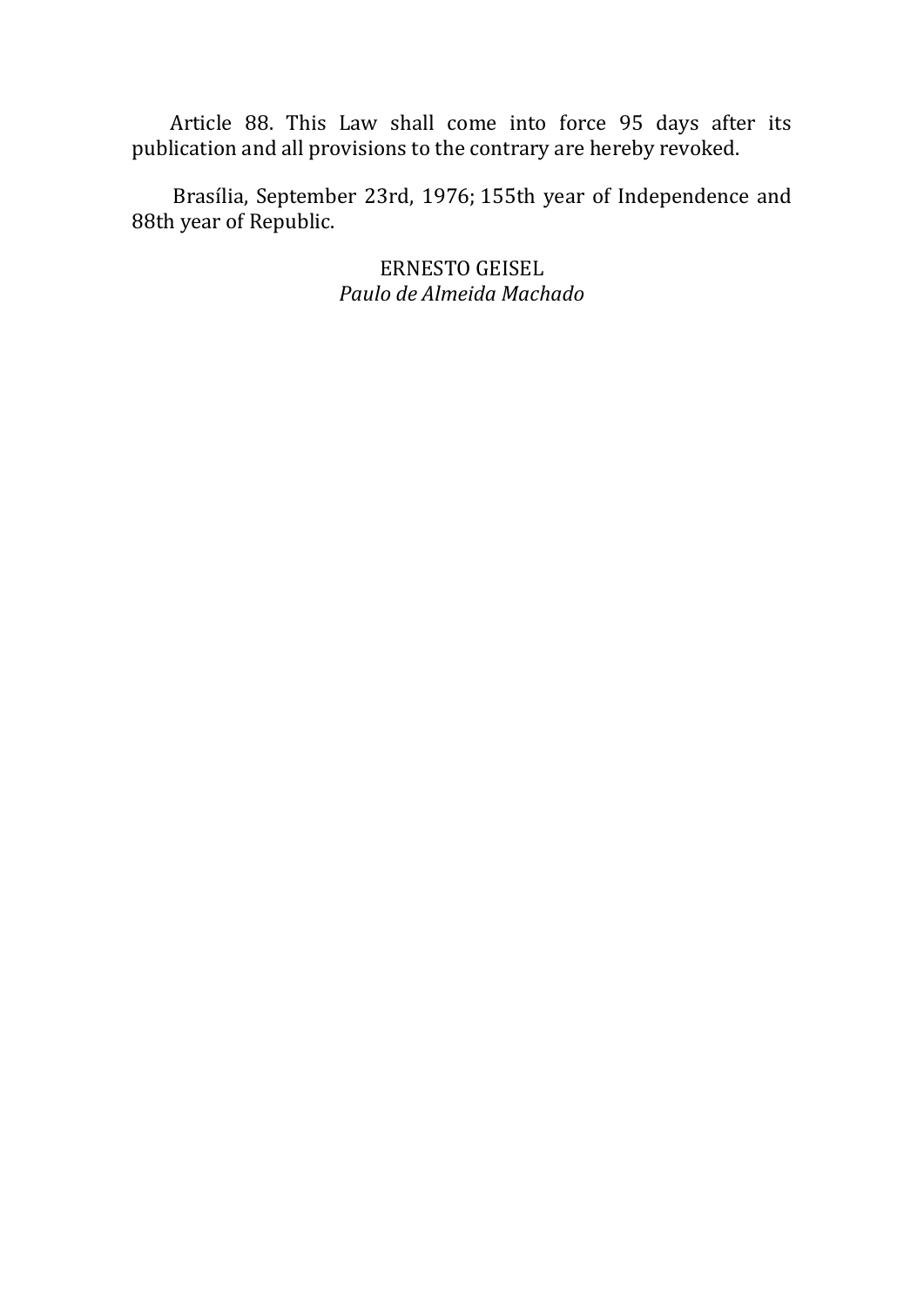Article 88. This Law shall come into force 95 days after its publication and all provisions to the contrary are hereby revoked.

Brasília, September 23rd, 1976; 155th year of Independence and 88th year of Republic.

ERNESTO GEISEL
*Paulo de Almeida Machado*